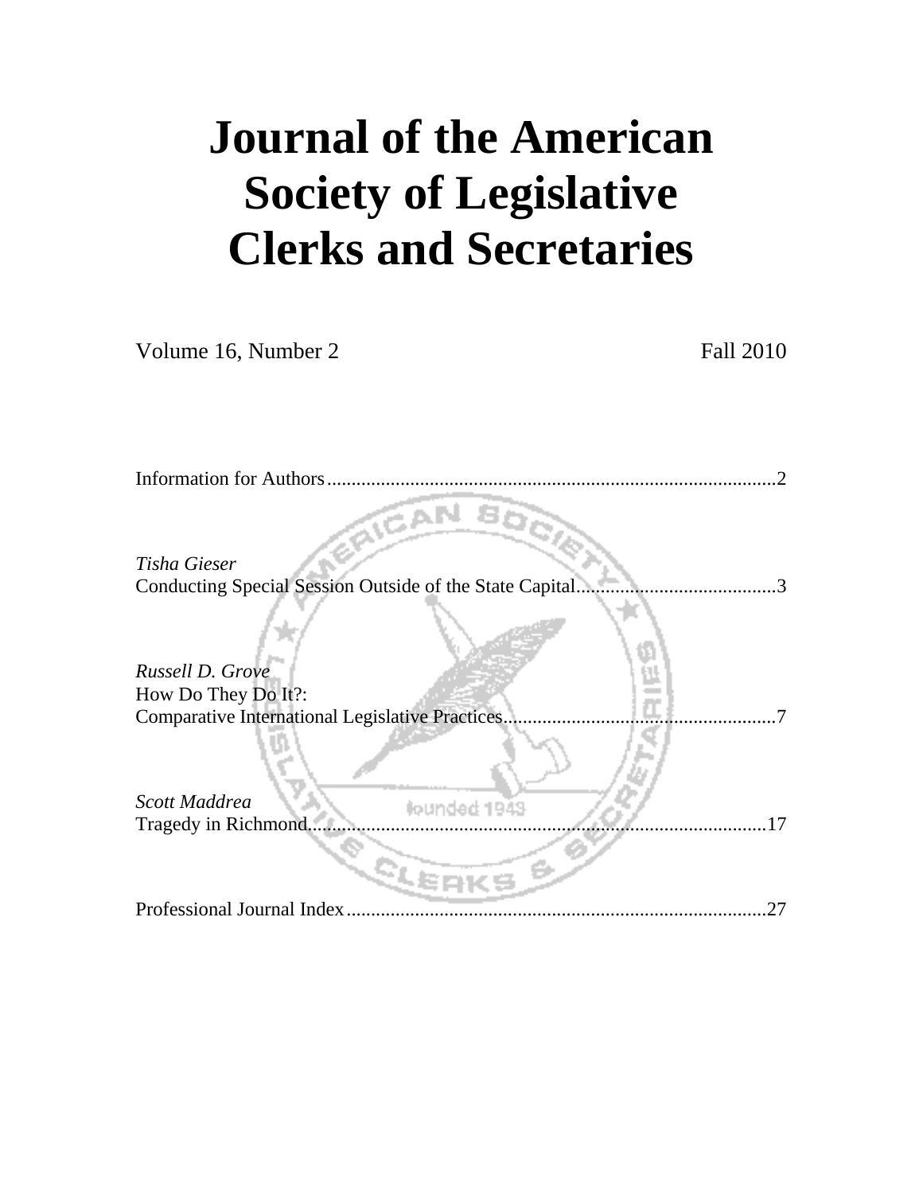# Journal of the American Society of Legislative Clerks and Secretaries

Volume 16, Number 2 Fall 2010

Information for Authors ..........................................................................................2

*Tisha Gieser*
Conducting Special Session Outside of the State Capital.........................................3

*Russell D. Grove*
How Do They Do It?:
Comparative International Legislative Practices........................................................7

*Scott Maddrea*
Tragedy in Richmond...............................................................................................17

Professional Journal Index ......................................................................................27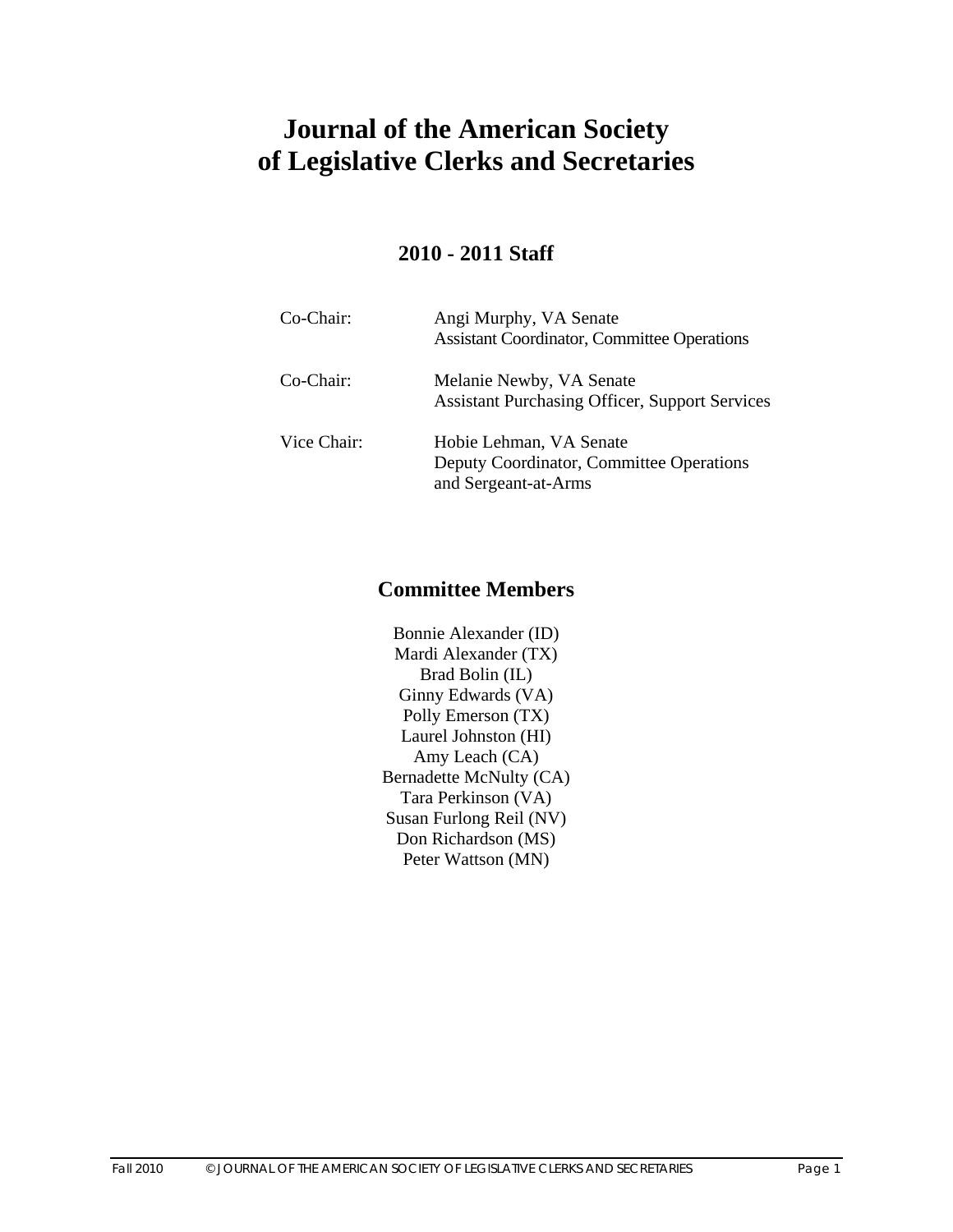# Journal of the American Society of Legislative Clerks and Secretaries

## 2010 - 2011 Staff

| | |
|---|---|
| Co-Chair: | Angi Murphy, VA Senate<br>Assistant Coordinator, Committee Operations |
| Co-Chair: | Melanie Newby, VA Senate<br>Assistant Purchasing Officer, Support Services |
| Vice Chair: | Hobie Lehman, VA Senate<br>Deputy Coordinator, Committee Operations and Sergeant-at-Arms |

## Committee Members

Bonnie Alexander (ID)
Mardi Alexander (TX)
Brad Bolin (IL)
Ginny Edwards (VA)
Polly Emerson (TX)
Laurel Johnston (HI)
Amy Leach (CA)
Bernadette McNulty (CA)
Tara Perkinson (VA)
Susan Furlong Reil (NV)
Don Richardson (MS)
Peter Wattson (MN)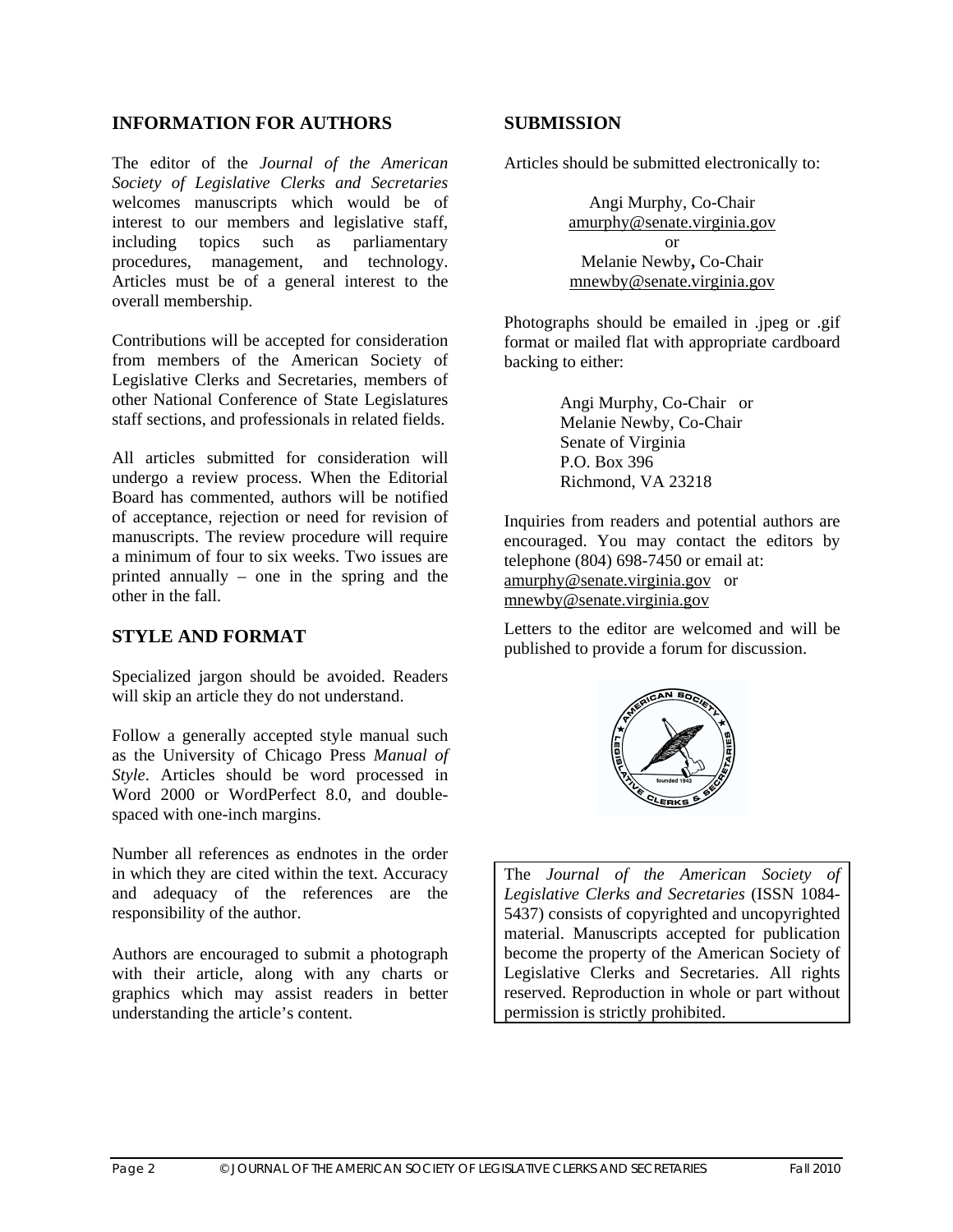## INFORMATION FOR AUTHORS

The editor of the *Journal of the American Society of Legislative Clerks and Secretaries* welcomes manuscripts which would be of interest to our members and legislative staff, including topics such as parliamentary procedures, management, and technology. Articles must be of a general interest to the overall membership.

Contributions will be accepted for consideration from members of the American Society of Legislative Clerks and Secretaries, members of other National Conference of State Legislatures staff sections, and professionals in related fields.

All articles submitted for consideration will undergo a review process. When the Editorial Board has commented, authors will be notified of acceptance, rejection or need for revision of manuscripts. The review procedure will require a minimum of four to six weeks. Two issues are printed annually – one in the spring and the other in the fall.

## STYLE AND FORMAT

Specialized jargon should be avoided. Readers will skip an article they do not understand.

Follow a generally accepted style manual such as the University of Chicago Press *Manual of Style*. Articles should be word processed in Word 2000 or WordPerfect 8.0, and double-spaced with one-inch margins.

Number all references as endnotes in the order in which they are cited within the text. Accuracy and adequacy of the references are the responsibility of the author.

Authors are encouraged to submit a photograph with their article, along with any charts or graphics which may assist readers in better understanding the article's content.

## SUBMISSION

Articles should be submitted electronically to:

Angi Murphy, Co-Chair
amurphy@senate.virginia.gov
or
Melanie Newby, Co-Chair
mnewby@senate.virginia.gov

Photographs should be emailed in .jpeg or .gif format or mailed flat with appropriate cardboard backing to either:

Angi Murphy, Co-Chair or
Melanie Newby, Co-Chair
Senate of Virginia
P.O. Box 396
Richmond, VA 23218

Inquiries from readers and potential authors are encouraged. You may contact the editors by telephone (804) 698-7450 or email at:
amurphy@senate.virginia.gov or
mnewby@senate.virginia.gov

Letters to the editor are welcomed and will be published to provide a forum for discussion.

The *Journal of the American Society of Legislative Clerks and Secretaries* (ISSN 1084-5437) consists of copyrighted and uncopyrighted material. Manuscripts accepted for publication become the property of the American Society of Legislative Clerks and Secretaries. All rights reserved. Reproduction in whole or part without permission is strictly prohibited.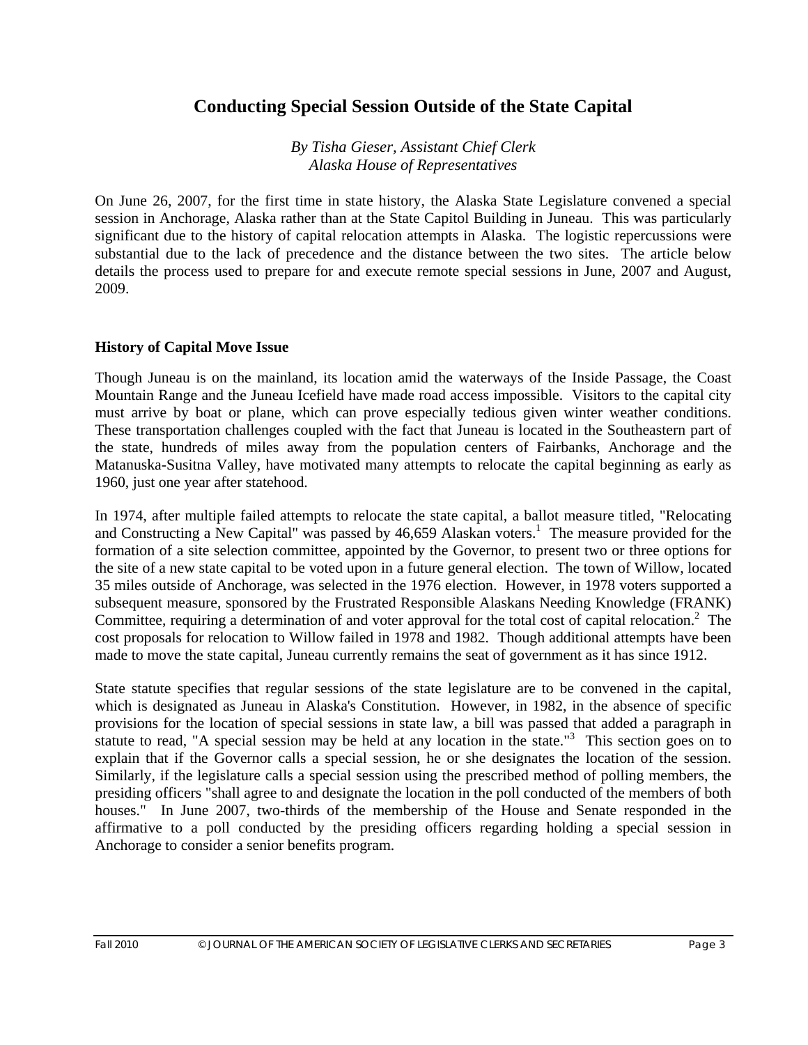## Conducting Special Session Outside of the State Capital

*By Tisha Gieser, Assistant Chief Clerk*
*Alaska House of Representatives*

On June 26, 2007, for the first time in state history, the Alaska State Legislature convened a special session in Anchorage, Alaska rather than at the State Capitol Building in Juneau. This was particularly significant due to the history of capital relocation attempts in Alaska. The logistic repercussions were substantial due to the lack of precedence and the distance between the two sites. The article below details the process used to prepare for and execute remote special sessions in June, 2007 and August, 2009.

**History of Capital Move Issue**

Though Juneau is on the mainland, its location amid the waterways of the Inside Passage, the Coast Mountain Range and the Juneau Icefield have made road access impossible. Visitors to the capital city must arrive by boat or plane, which can prove especially tedious given winter weather conditions. These transportation challenges coupled with the fact that Juneau is located in the Southeastern part of the state, hundreds of miles away from the population centers of Fairbanks, Anchorage and the Matanuska-Susitna Valley, have motivated many attempts to relocate the capital beginning as early as 1960, just one year after statehood.

In 1974, after multiple failed attempts to relocate the state capital, a ballot measure titled, "Relocating and Constructing a New Capital" was passed by 46,659 Alaskan voters.[1] The measure provided for the formation of a site selection committee, appointed by the Governor, to present two or three options for the site of a new state capital to be voted upon in a future general election. The town of Willow, located 35 miles outside of Anchorage, was selected in the 1976 election. However, in 1978 voters supported a subsequent measure, sponsored by the Frustrated Responsible Alaskans Needing Knowledge (FRANK) Committee, requiring a determination of and voter approval for the total cost of capital relocation.[2] The cost proposals for relocation to Willow failed in 1978 and 1982. Though additional attempts have been made to move the state capital, Juneau currently remains the seat of government as it has since 1912.

State statute specifies that regular sessions of the state legislature are to be convened in the capital, which is designated as Juneau in Alaska's Constitution. However, in 1982, in the absence of specific provisions for the location of special sessions in state law, a bill was passed that added a paragraph in statute to read, "A special session may be held at any location in the state."[3] This section goes on to explain that if the Governor calls a special session, he or she designates the location of the session. Similarly, if the legislature calls a special session using the prescribed method of polling members, the presiding officers "shall agree to and designate the location in the poll conducted of the members of both houses." In June 2007, two-thirds of the membership of the House and Senate responded in the affirmative to a poll conducted by the presiding officers regarding holding a special session in Anchorage to consider a senior benefits program.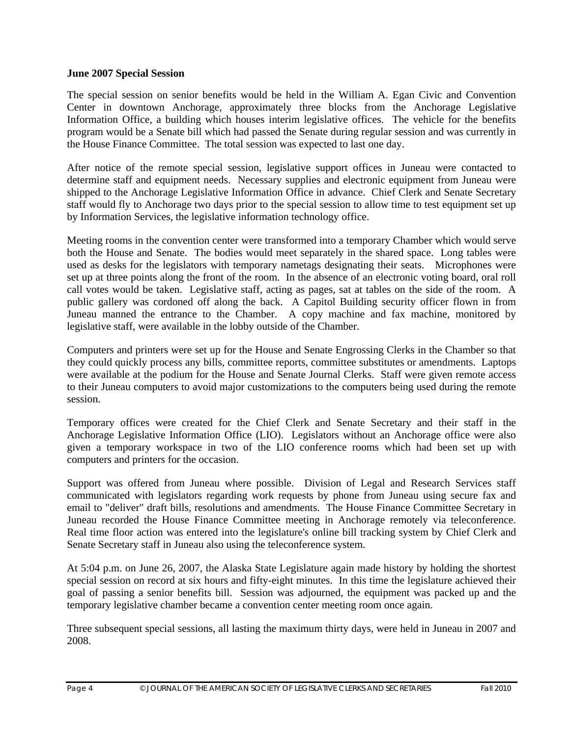**June 2007 Special Session**

The special session on senior benefits would be held in the William A. Egan Civic and Convention Center in downtown Anchorage, approximately three blocks from the Anchorage Legislative Information Office, a building which houses interim legislative offices. The vehicle for the benefits program would be a Senate bill which had passed the Senate during regular session and was currently in the House Finance Committee. The total session was expected to last one day.

After notice of the remote special session, legislative support offices in Juneau were contacted to determine staff and equipment needs. Necessary supplies and electronic equipment from Juneau were shipped to the Anchorage Legislative Information Office in advance. Chief Clerk and Senate Secretary staff would fly to Anchorage two days prior to the special session to allow time to test equipment set up by Information Services, the legislative information technology office.

Meeting rooms in the convention center were transformed into a temporary Chamber which would serve both the House and Senate. The bodies would meet separately in the shared space. Long tables were used as desks for the legislators with temporary nametags designating their seats. Microphones were set up at three points along the front of the room. In the absence of an electronic voting board, oral roll call votes would be taken. Legislative staff, acting as pages, sat at tables on the side of the room. A public gallery was cordoned off along the back. A Capitol Building security officer flown in from Juneau manned the entrance to the Chamber. A copy machine and fax machine, monitored by legislative staff, were available in the lobby outside of the Chamber.

Computers and printers were set up for the House and Senate Engrossing Clerks in the Chamber so that they could quickly process any bills, committee reports, committee substitutes or amendments. Laptops were available at the podium for the House and Senate Journal Clerks. Staff were given remote access to their Juneau computers to avoid major customizations to the computers being used during the remote session.

Temporary offices were created for the Chief Clerk and Senate Secretary and their staff in the Anchorage Legislative Information Office (LIO). Legislators without an Anchorage office were also given a temporary workspace in two of the LIO conference rooms which had been set up with computers and printers for the occasion.

Support was offered from Juneau where possible. Division of Legal and Research Services staff communicated with legislators regarding work requests by phone from Juneau using secure fax and email to "deliver" draft bills, resolutions and amendments. The House Finance Committee Secretary in Juneau recorded the House Finance Committee meeting in Anchorage remotely via teleconference. Real time floor action was entered into the legislature's online bill tracking system by Chief Clerk and Senate Secretary staff in Juneau also using the teleconference system.

At 5:04 p.m. on June 26, 2007, the Alaska State Legislature again made history by holding the shortest special session on record at six hours and fifty-eight minutes. In this time the legislature achieved their goal of passing a senior benefits bill. Session was adjourned, the equipment was packed up and the temporary legislative chamber became a convention center meeting room once again.

Three subsequent special sessions, all lasting the maximum thirty days, were held in Juneau in 2007 and 2008.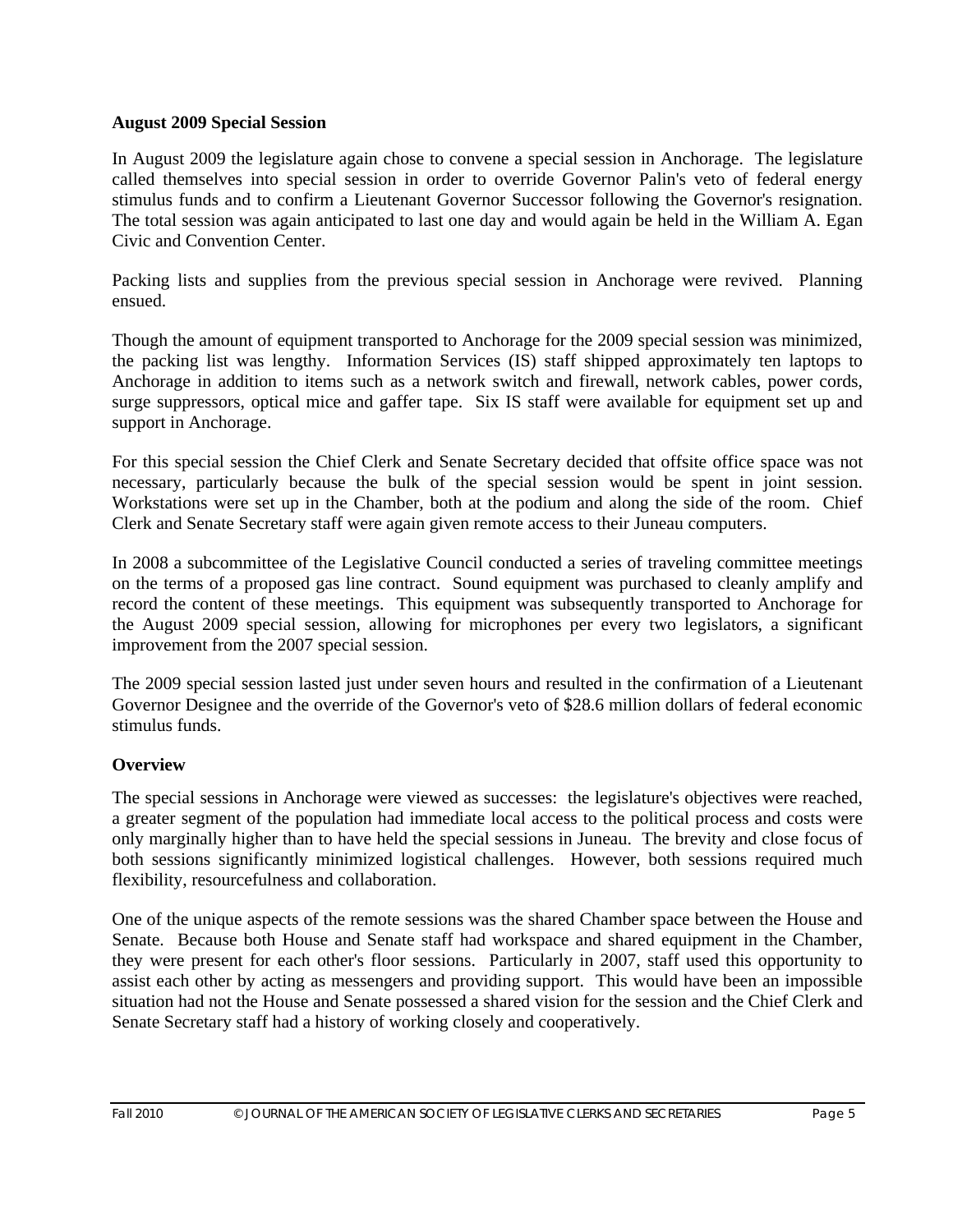**August 2009 Special Session**

In August 2009 the legislature again chose to convene a special session in Anchorage. The legislature called themselves into special session in order to override Governor Palin's veto of federal energy stimulus funds and to confirm a Lieutenant Governor Successor following the Governor's resignation. The total session was again anticipated to last one day and would again be held in the William A. Egan Civic and Convention Center.

Packing lists and supplies from the previous special session in Anchorage were revived. Planning ensued.

Though the amount of equipment transported to Anchorage for the 2009 special session was minimized, the packing list was lengthy. Information Services (IS) staff shipped approximately ten laptops to Anchorage in addition to items such as a network switch and firewall, network cables, power cords, surge suppressors, optical mice and gaffer tape. Six IS staff were available for equipment set up and support in Anchorage.

For this special session the Chief Clerk and Senate Secretary decided that offsite office space was not necessary, particularly because the bulk of the special session would be spent in joint session. Workstations were set up in the Chamber, both at the podium and along the side of the room. Chief Clerk and Senate Secretary staff were again given remote access to their Juneau computers.

In 2008 a subcommittee of the Legislative Council conducted a series of traveling committee meetings on the terms of a proposed gas line contract. Sound equipment was purchased to cleanly amplify and record the content of these meetings. This equipment was subsequently transported to Anchorage for the August 2009 special session, allowing for microphones per every two legislators, a significant improvement from the 2007 special session.

The 2009 special session lasted just under seven hours and resulted in the confirmation of a Lieutenant Governor Designee and the override of the Governor's veto of $28.6 million dollars of federal economic stimulus funds.

**Overview**

The special sessions in Anchorage were viewed as successes: the legislature's objectives were reached, a greater segment of the population had immediate local access to the political process and costs were only marginally higher than to have held the special sessions in Juneau. The brevity and close focus of both sessions significantly minimized logistical challenges. However, both sessions required much flexibility, resourcefulness and collaboration.

One of the unique aspects of the remote sessions was the shared Chamber space between the House and Senate. Because both House and Senate staff had workspace and shared equipment in the Chamber, they were present for each other's floor sessions. Particularly in 2007, staff used this opportunity to assist each other by acting as messengers and providing support. This would have been an impossible situation had not the House and Senate possessed a shared vision for the session and the Chief Clerk and Senate Secretary staff had a history of working closely and cooperatively.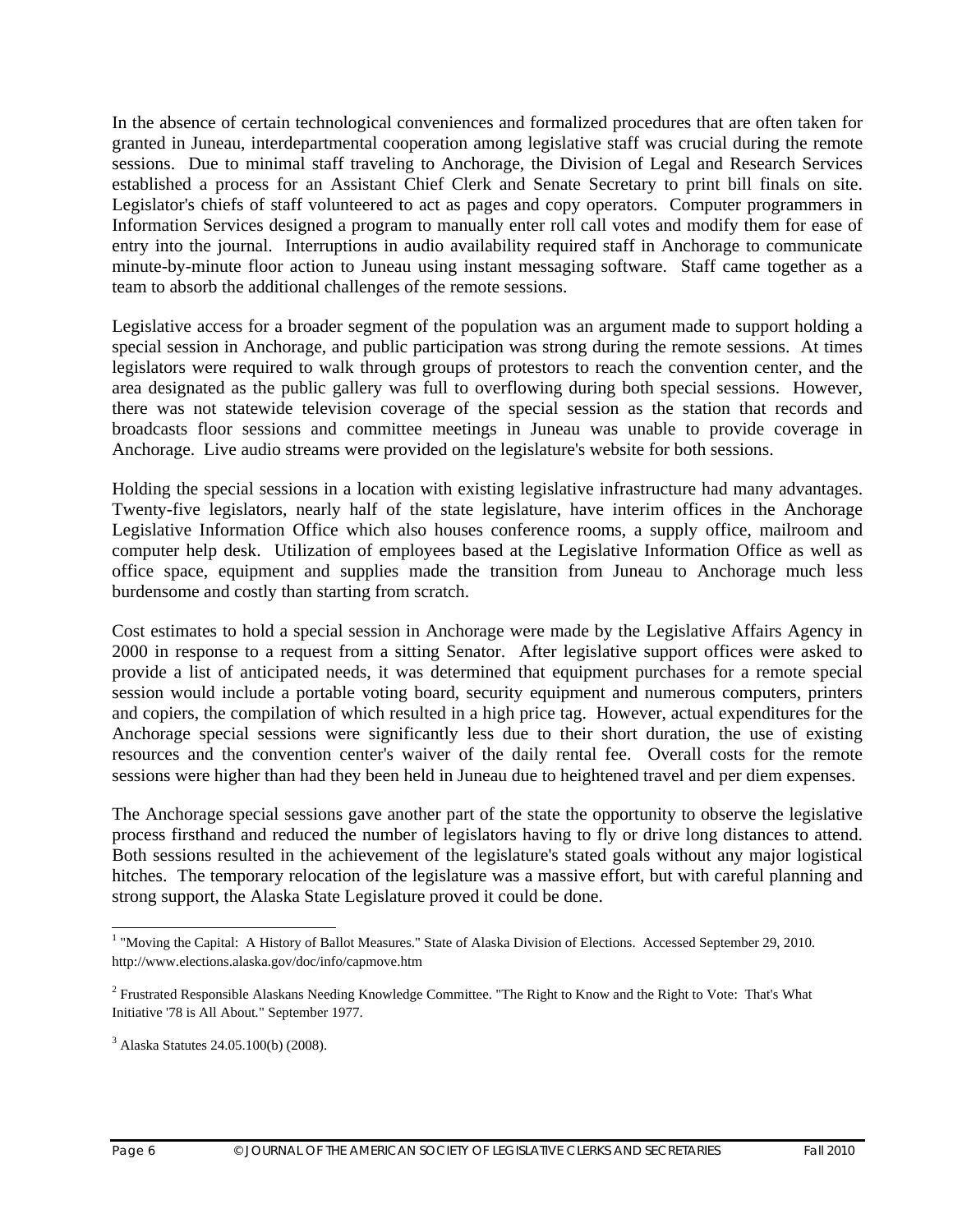In the absence of certain technological conveniences and formalized procedures that are often taken for granted in Juneau, interdepartmental cooperation among legislative staff was crucial during the remote sessions. Due to minimal staff traveling to Anchorage, the Division of Legal and Research Services established a process for an Assistant Chief Clerk and Senate Secretary to print bill finals on site. Legislator's chiefs of staff volunteered to act as pages and copy operators. Computer programmers in Information Services designed a program to manually enter roll call votes and modify them for ease of entry into the journal. Interruptions in audio availability required staff in Anchorage to communicate minute-by-minute floor action to Juneau using instant messaging software. Staff came together as a team to absorb the additional challenges of the remote sessions.

Legislative access for a broader segment of the population was an argument made to support holding a special session in Anchorage, and public participation was strong during the remote sessions. At times legislators were required to walk through groups of protestors to reach the convention center, and the area designated as the public gallery was full to overflowing during both special sessions. However, there was not statewide television coverage of the special session as the station that records and broadcasts floor sessions and committee meetings in Juneau was unable to provide coverage in Anchorage. Live audio streams were provided on the legislature's website for both sessions.

Holding the special sessions in a location with existing legislative infrastructure had many advantages. Twenty-five legislators, nearly half of the state legislature, have interim offices in the Anchorage Legislative Information Office which also houses conference rooms, a supply office, mailroom and computer help desk. Utilization of employees based at the Legislative Information Office as well as office space, equipment and supplies made the transition from Juneau to Anchorage much less burdensome and costly than starting from scratch.

Cost estimates to hold a special session in Anchorage were made by the Legislative Affairs Agency in 2000 in response to a request from a sitting Senator. After legislative support offices were asked to provide a list of anticipated needs, it was determined that equipment purchases for a remote special session would include a portable voting board, security equipment and numerous computers, printers and copiers, the compilation of which resulted in a high price tag. However, actual expenditures for the Anchorage special sessions were significantly less due to their short duration, the use of existing resources and the convention center's waiver of the daily rental fee. Overall costs for the remote sessions were higher than had they been held in Juneau due to heightened travel and per diem expenses.

The Anchorage special sessions gave another part of the state the opportunity to observe the legislative process firsthand and reduced the number of legislators having to fly or drive long distances to attend. Both sessions resulted in the achievement of the legislature's stated goals without any major logistical hitches. The temporary relocation of the legislature was a massive effort, but with careful planning and strong support, the Alaska State Legislature proved it could be done.

---

[1] "Moving the Capital: A History of Ballot Measures." State of Alaska Division of Elections. Accessed September 29, 2010. http://www.elections.alaska.gov/doc/info/capmove.htm

[2] Frustrated Responsible Alaskans Needing Knowledge Committee. "The Right to Know and the Right to Vote: That's What Initiative '78 is All About." September 1977.

[3] Alaska Statutes 24.05.100(b) (2008).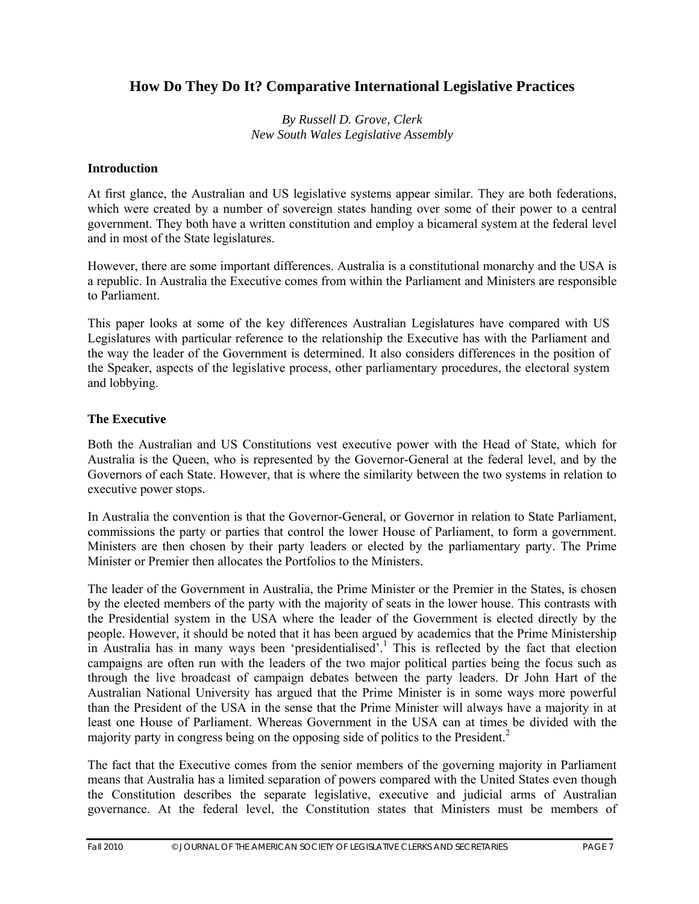## How Do They Do It? Comparative International Legislative Practices

*By Russell D. Grove, Clerk*
*New South Wales Legislative Assembly*

### Introduction

At first glance, the Australian and US legislative systems appear similar. They are both federations, which were created by a number of sovereign states handing over some of their power to a central government. They both have a written constitution and employ a bicameral system at the federal level and in most of the State legislatures.

However, there are some important differences. Australia is a constitutional monarchy and the USA is a republic. In Australia the Executive comes from within the Parliament and Ministers are responsible to Parliament.

This paper looks at some of the key differences Australian Legislatures have compared with US Legislatures with particular reference to the relationship the Executive has with the Parliament and the way the leader of the Government is determined. It also considers differences in the position of the Speaker, aspects of the legislative process, other parliamentary procedures, the electoral system and lobbying.

### The Executive

Both the Australian and US Constitutions vest executive power with the Head of State, which for Australia is the Queen, who is represented by the Governor-General at the federal level, and by the Governors of each State. However, that is where the similarity between the two systems in relation to executive power stops.

In Australia the convention is that the Governor-General, or Governor in relation to State Parliament, commissions the party or parties that control the lower House of Parliament, to form a government. Ministers are then chosen by their party leaders or elected by the parliamentary party. The Prime Minister or Premier then allocates the Portfolios to the Ministers.

The leader of the Government in Australia, the Prime Minister or the Premier in the States, is chosen by the elected members of the party with the majority of seats in the lower house. This contrasts with the Presidential system in the USA where the leader of the Government is elected directly by the people. However, it should be noted that it has been argued by academics that the Prime Ministership in Australia has in many ways been 'presidentialised'.[1] This is reflected by the fact that election campaigns are often run with the leaders of the two major political parties being the focus such as through the live broadcast of campaign debates between the party leaders. Dr John Hart of the Australian National University has argued that the Prime Minister is in some ways more powerful than the President of the USA in the sense that the Prime Minister will always have a majority in at least one House of Parliament. Whereas Government in the USA can at times be divided with the majority party in congress being on the opposing side of politics to the President.[2]

The fact that the Executive comes from the senior members of the governing majority in Parliament means that Australia has a limited separation of powers compared with the United States even though the Constitution describes the separate legislative, executive and judicial arms of Australian governance. At the federal level, the Constitution states that Ministers must be members of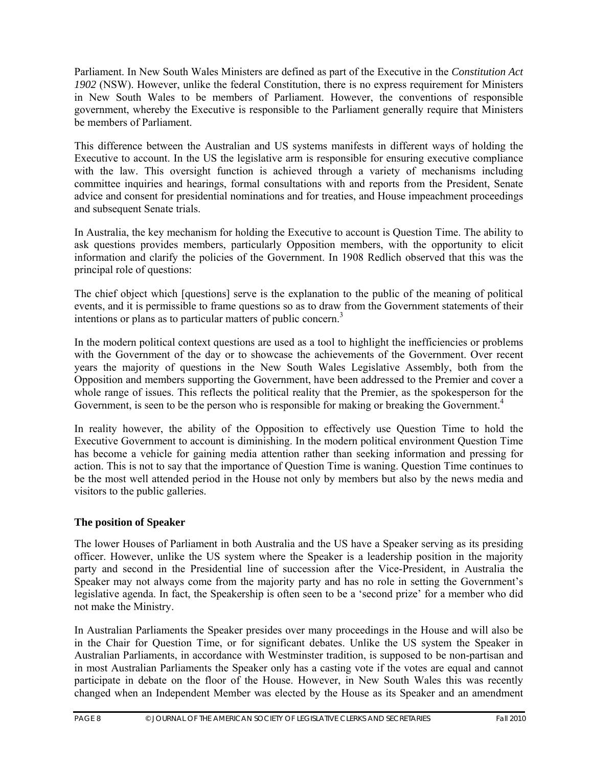Parliament. In New South Wales Ministers are defined as part of the Executive in the *Constitution Act 1902* (NSW). However, unlike the federal Constitution, there is no express requirement for Ministers in New South Wales to be members of Parliament. However, the conventions of responsible government, whereby the Executive is responsible to the Parliament generally require that Ministers be members of Parliament.

This difference between the Australian and US systems manifests in different ways of holding the Executive to account. In the US the legislative arm is responsible for ensuring executive compliance with the law. This oversight function is achieved through a variety of mechanisms including committee inquiries and hearings, formal consultations with and reports from the President, Senate advice and consent for presidential nominations and for treaties, and House impeachment proceedings and subsequent Senate trials.

In Australia, the key mechanism for holding the Executive to account is Question Time. The ability to ask questions provides members, particularly Opposition members, with the opportunity to elicit information and clarify the policies of the Government. In 1908 Redlich observed that this was the principal role of questions:

The chief object which [questions] serve is the explanation to the public of the meaning of political events, and it is permissible to frame questions so as to draw from the Government statements of their intentions or plans as to particular matters of public concern.[3]

In the modern political context questions are used as a tool to highlight the inefficiencies or problems with the Government of the day or to showcase the achievements of the Government. Over recent years the majority of questions in the New South Wales Legislative Assembly, both from the Opposition and members supporting the Government, have been addressed to the Premier and cover a whole range of issues. This reflects the political reality that the Premier, as the spokesperson for the Government, is seen to be the person who is responsible for making or breaking the Government.[4]

In reality however, the ability of the Opposition to effectively use Question Time to hold the Executive Government to account is diminishing. In the modern political environment Question Time has become a vehicle for gaining media attention rather than seeking information and pressing for action. This is not to say that the importance of Question Time is waning. Question Time continues to be the most well attended period in the House not only by members but also by the news media and visitors to the public galleries.

### The position of Speaker

The lower Houses of Parliament in both Australia and the US have a Speaker serving as its presiding officer. However, unlike the US system where the Speaker is a leadership position in the majority party and second in the Presidential line of succession after the Vice-President, in Australia the Speaker may not always come from the majority party and has no role in setting the Government's legislative agenda. In fact, the Speakership is often seen to be a 'second prize' for a member who did not make the Ministry.

In Australian Parliaments the Speaker presides over many proceedings in the House and will also be in the Chair for Question Time, or for significant debates. Unlike the US system the Speaker in Australian Parliaments, in accordance with Westminster tradition, is supposed to be non-partisan and in most Australian Parliaments the Speaker only has a casting vote if the votes are equal and cannot participate in debate on the floor of the House. However, in New South Wales this was recently changed when an Independent Member was elected by the House as its Speaker and an amendment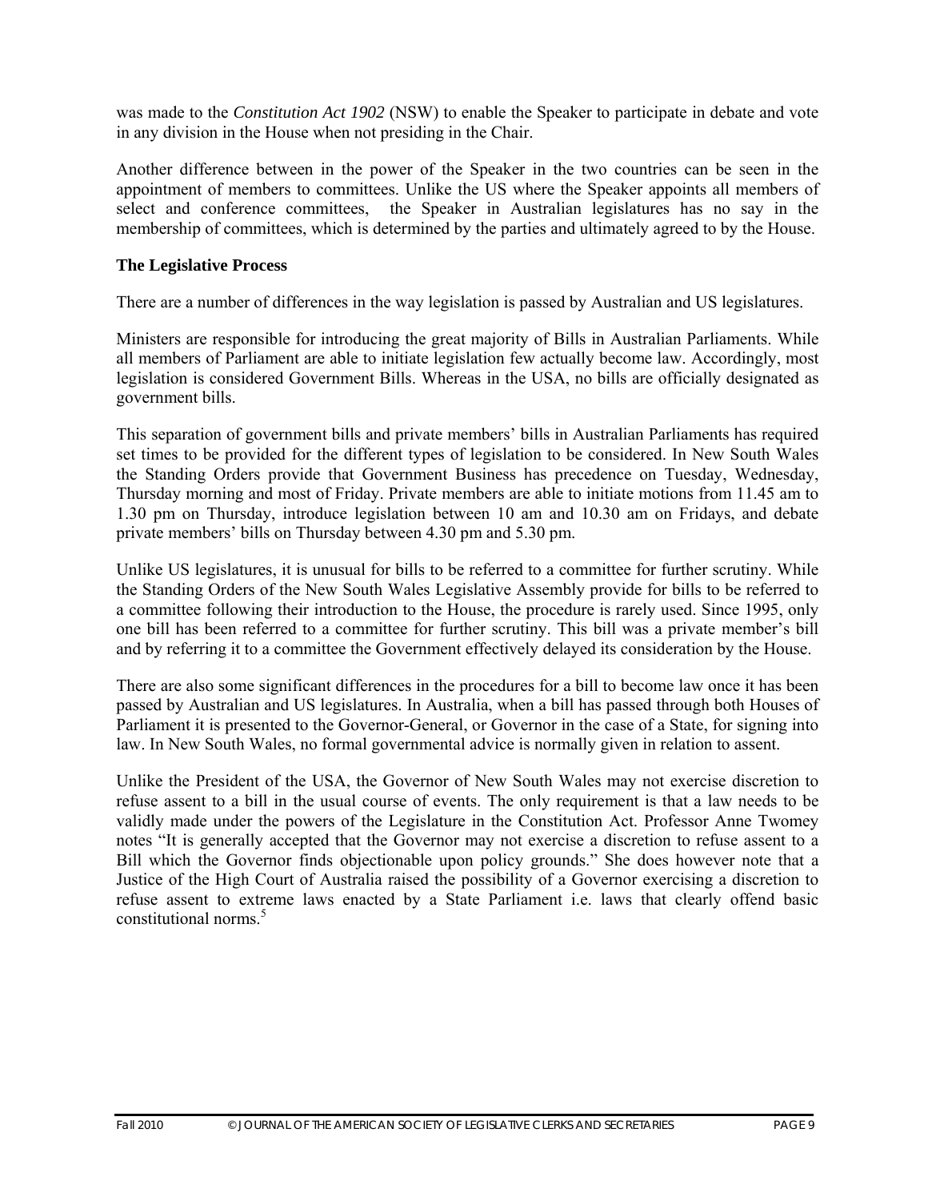was made to the *Constitution Act 1902* (NSW) to enable the Speaker to participate in debate and vote in any division in the House when not presiding in the Chair.

Another difference between in the power of the Speaker in the two countries can be seen in the appointment of members to committees. Unlike the US where the Speaker appoints all members of select and conference committees, the Speaker in Australian legislatures has no say in the membership of committees, which is determined by the parties and ultimately agreed to by the House.

**The Legislative Process**

There are a number of differences in the way legislation is passed by Australian and US legislatures.

Ministers are responsible for introducing the great majority of Bills in Australian Parliaments. While all members of Parliament are able to initiate legislation few actually become law. Accordingly, most legislation is considered Government Bills. Whereas in the USA, no bills are officially designated as government bills.

This separation of government bills and private members' bills in Australian Parliaments has required set times to be provided for the different types of legislation to be considered. In New South Wales the Standing Orders provide that Government Business has precedence on Tuesday, Wednesday, Thursday morning and most of Friday. Private members are able to initiate motions from 11.45 am to 1.30 pm on Thursday, introduce legislation between 10 am and 10.30 am on Fridays, and debate private members' bills on Thursday between 4.30 pm and 5.30 pm.

Unlike US legislatures, it is unusual for bills to be referred to a committee for further scrutiny. While the Standing Orders of the New South Wales Legislative Assembly provide for bills to be referred to a committee following their introduction to the House, the procedure is rarely used. Since 1995, only one bill has been referred to a committee for further scrutiny. This bill was a private member's bill and by referring it to a committee the Government effectively delayed its consideration by the House.

There are also some significant differences in the procedures for a bill to become law once it has been passed by Australian and US legislatures. In Australia, when a bill has passed through both Houses of Parliament it is presented to the Governor-General, or Governor in the case of a State, for signing into law. In New South Wales, no formal governmental advice is normally given in relation to assent.

Unlike the President of the USA, the Governor of New South Wales may not exercise discretion to refuse assent to a bill in the usual course of events. The only requirement is that a law needs to be validly made under the powers of the Legislature in the Constitution Act. Professor Anne Twomey notes "It is generally accepted that the Governor may not exercise a discretion to refuse assent to a Bill which the Governor finds objectionable upon policy grounds." She does however note that a Justice of the High Court of Australia raised the possibility of a Governor exercising a discretion to refuse assent to extreme laws enacted by a State Parliament i.e. laws that clearly offend basic constitutional norms.[5]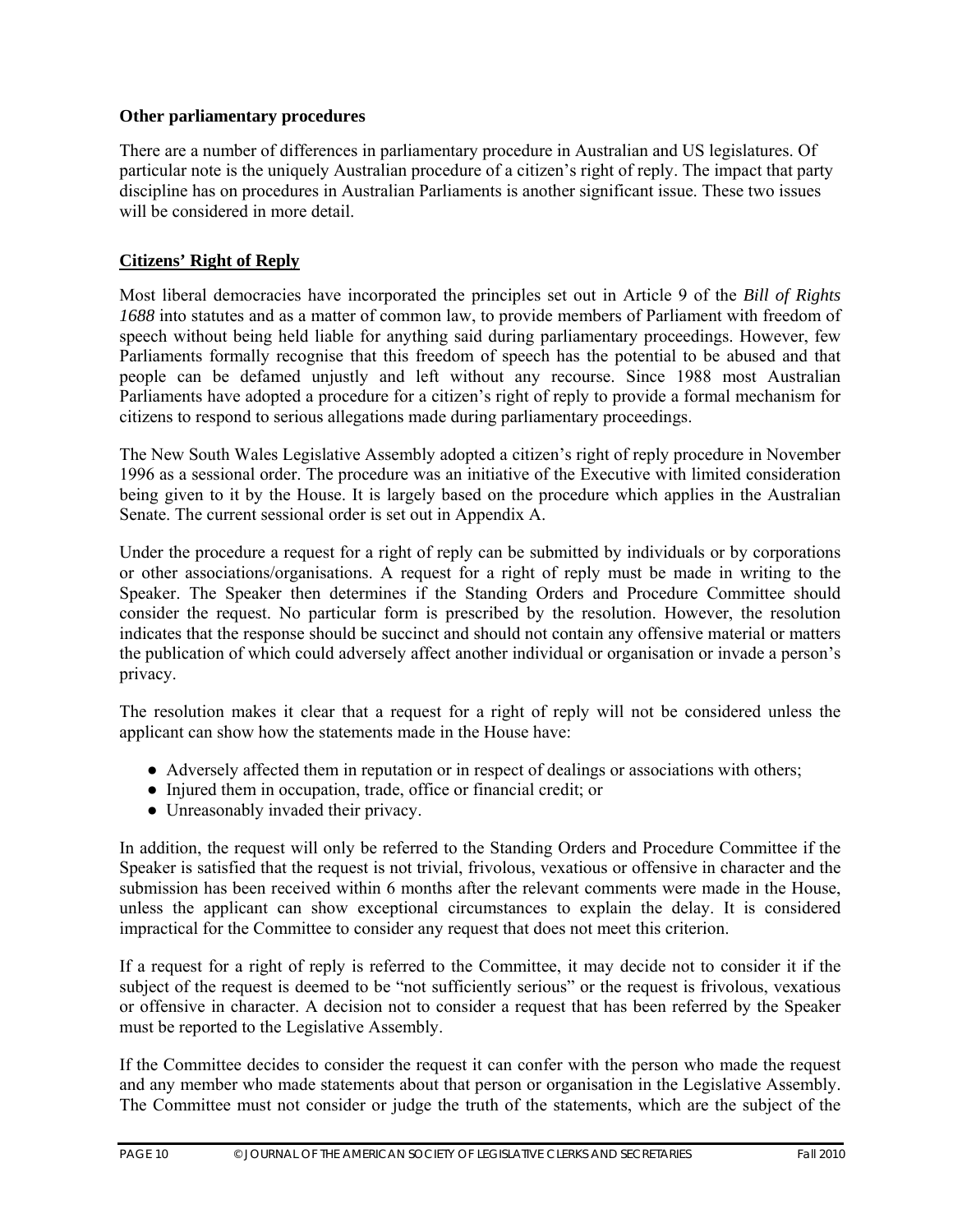**Other parliamentary procedures**

There are a number of differences in parliamentary procedure in Australian and US legislatures. Of particular note is the uniquely Australian procedure of a citizen's right of reply. The impact that party discipline has on procedures in Australian Parliaments is another significant issue. These two issues will be considered in more detail.

**Citizens' Right of Reply**

Most liberal democracies have incorporated the principles set out in Article 9 of the *Bill of Rights 1688* into statutes and as a matter of common law, to provide members of Parliament with freedom of speech without being held liable for anything said during parliamentary proceedings. However, few Parliaments formally recognise that this freedom of speech has the potential to be abused and that people can be defamed unjustly and left without any recourse. Since 1988 most Australian Parliaments have adopted a procedure for a citizen's right of reply to provide a formal mechanism for citizens to respond to serious allegations made during parliamentary proceedings.

The New South Wales Legislative Assembly adopted a citizen's right of reply procedure in November 1996 as a sessional order. The procedure was an initiative of the Executive with limited consideration being given to it by the House. It is largely based on the procedure which applies in the Australian Senate. The current sessional order is set out in Appendix A.

Under the procedure a request for a right of reply can be submitted by individuals or by corporations or other associations/organisations. A request for a right of reply must be made in writing to the Speaker. The Speaker then determines if the Standing Orders and Procedure Committee should consider the request. No particular form is prescribed by the resolution. However, the resolution indicates that the response should be succinct and should not contain any offensive material or matters the publication of which could adversely affect another individual or organisation or invade a person's privacy.

The resolution makes it clear that a request for a right of reply will not be considered unless the applicant can show how the statements made in the House have:

- Adversely affected them in reputation or in respect of dealings or associations with others;
- Injured them in occupation, trade, office or financial credit; or
- Unreasonably invaded their privacy.

In addition, the request will only be referred to the Standing Orders and Procedure Committee if the Speaker is satisfied that the request is not trivial, frivolous, vexatious or offensive in character and the submission has been received within 6 months after the relevant comments were made in the House, unless the applicant can show exceptional circumstances to explain the delay. It is considered impractical for the Committee to consider any request that does not meet this criterion.

If a request for a right of reply is referred to the Committee, it may decide not to consider it if the subject of the request is deemed to be "not sufficiently serious" or the request is frivolous, vexatious or offensive in character. A decision not to consider a request that has been referred by the Speaker must be reported to the Legislative Assembly.

If the Committee decides to consider the request it can confer with the person who made the request and any member who made statements about that person or organisation in the Legislative Assembly. The Committee must not consider or judge the truth of the statements, which are the subject of the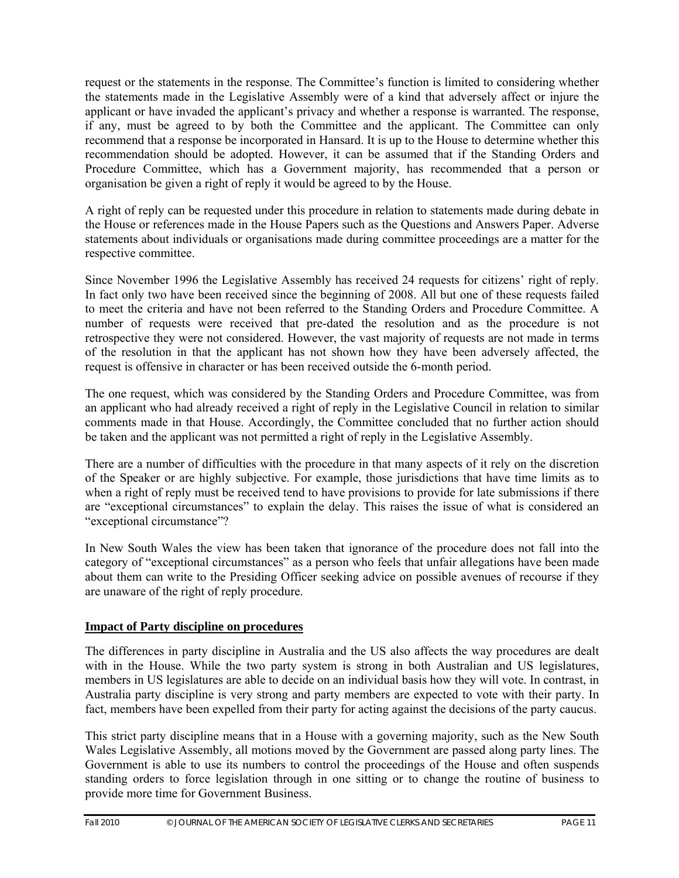request or the statements in the response. The Committee's function is limited to considering whether the statements made in the Legislative Assembly were of a kind that adversely affect or injure the applicant or have invaded the applicant's privacy and whether a response is warranted. The response, if any, must be agreed to by both the Committee and the applicant. The Committee can only recommend that a response be incorporated in Hansard. It is up to the House to determine whether this recommendation should be adopted. However, it can be assumed that if the Standing Orders and Procedure Committee, which has a Government majority, has recommended that a person or organisation be given a right of reply it would be agreed to by the House.

A right of reply can be requested under this procedure in relation to statements made during debate in the House or references made in the House Papers such as the Questions and Answers Paper. Adverse statements about individuals or organisations made during committee proceedings are a matter for the respective committee.

Since November 1996 the Legislative Assembly has received 24 requests for citizens' right of reply. In fact only two have been received since the beginning of 2008. All but one of these requests failed to meet the criteria and have not been referred to the Standing Orders and Procedure Committee. A number of requests were received that pre-dated the resolution and as the procedure is not retrospective they were not considered. However, the vast majority of requests are not made in terms of the resolution in that the applicant has not shown how they have been adversely affected, the request is offensive in character or has been received outside the 6-month period.

The one request, which was considered by the Standing Orders and Procedure Committee, was from an applicant who had already received a right of reply in the Legislative Council in relation to similar comments made in that House. Accordingly, the Committee concluded that no further action should be taken and the applicant was not permitted a right of reply in the Legislative Assembly.

There are a number of difficulties with the procedure in that many aspects of it rely on the discretion of the Speaker or are highly subjective. For example, those jurisdictions that have time limits as to when a right of reply must be received tend to have provisions to provide for late submissions if there are "exceptional circumstances" to explain the delay. This raises the issue of what is considered an "exceptional circumstance"?

In New South Wales the view has been taken that ignorance of the procedure does not fall into the category of "exceptional circumstances" as a person who feels that unfair allegations have been made about them can write to the Presiding Officer seeking advice on possible avenues of recourse if they are unaware of the right of reply procedure.

**Impact of Party discipline on procedures**

The differences in party discipline in Australia and the US also affects the way procedures are dealt with in the House. While the two party system is strong in both Australian and US legislatures, members in US legislatures are able to decide on an individual basis how they will vote. In contrast, in Australia party discipline is very strong and party members are expected to vote with their party. In fact, members have been expelled from their party for acting against the decisions of the party caucus.

This strict party discipline means that in a House with a governing majority, such as the New South Wales Legislative Assembly, all motions moved by the Government are passed along party lines. The Government is able to use its numbers to control the proceedings of the House and often suspends standing orders to force legislation through in one sitting or to change the routine of business to provide more time for Government Business.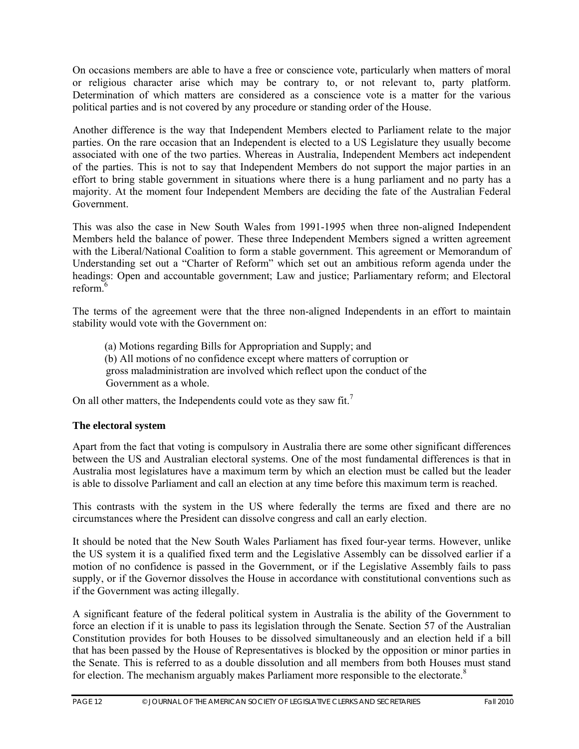On occasions members are able to have a free or conscience vote, particularly when matters of moral or religious character arise which may be contrary to, or not relevant to, party platform. Determination of which matters are considered as a conscience vote is a matter for the various political parties and is not covered by any procedure or standing order of the House.

Another difference is the way that Independent Members elected to Parliament relate to the major parties. On the rare occasion that an Independent is elected to a US Legislature they usually become associated with one of the two parties. Whereas in Australia, Independent Members act independent of the parties. This is not to say that Independent Members do not support the major parties in an effort to bring stable government in situations where there is a hung parliament and no party has a majority. At the moment four Independent Members are deciding the fate of the Australian Federal Government.

This was also the case in New South Wales from 1991-1995 when three non-aligned Independent Members held the balance of power. These three Independent Members signed a written agreement with the Liberal/National Coalition to form a stable government. This agreement or Memorandum of Understanding set out a "Charter of Reform" which set out an ambitious reform agenda under the headings: Open and accountable government; Law and justice; Parliamentary reform; and Electoral reform.[6]

The terms of the agreement were that the three non-aligned Independents in an effort to maintain stability would vote with the Government on:

(a) Motions regarding Bills for Appropriation and Supply; and
(b) All motions of no confidence except where matters of corruption or gross maladministration are involved which reflect upon the conduct of the Government as a whole.

On all other matters, the Independents could vote as they saw fit.[7]

### The electoral system

Apart from the fact that voting is compulsory in Australia there are some other significant differences between the US and Australian electoral systems. One of the most fundamental differences is that in Australia most legislatures have a maximum term by which an election must be called but the leader is able to dissolve Parliament and call an election at any time before this maximum term is reached.

This contrasts with the system in the US where federally the terms are fixed and there are no circumstances where the President can dissolve congress and call an early election.

It should be noted that the New South Wales Parliament has fixed four-year terms. However, unlike the US system it is a qualified fixed term and the Legislative Assembly can be dissolved earlier if a motion of no confidence is passed in the Government, or if the Legislative Assembly fails to pass supply, or if the Governor dissolves the House in accordance with constitutional conventions such as if the Government was acting illegally.

A significant feature of the federal political system in Australia is the ability of the Government to force an election if it is unable to pass its legislation through the Senate. Section 57 of the Australian Constitution provides for both Houses to be dissolved simultaneously and an election held if a bill that has been passed by the House of Representatives is blocked by the opposition or minor parties in the Senate. This is referred to as a double dissolution and all members from both Houses must stand for election. The mechanism arguably makes Parliament more responsible to the electorate.[8]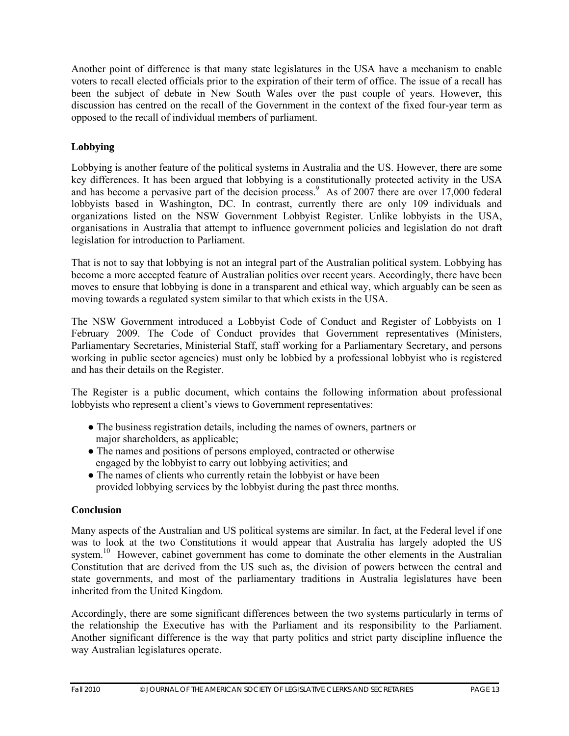Another point of difference is that many state legislatures in the USA have a mechanism to enable voters to recall elected officials prior to the expiration of their term of office. The issue of a recall has been the subject of debate in New South Wales over the past couple of years. However, this discussion has centred on the recall of the Government in the context of the fixed four-year term as opposed to the recall of individual members of parliament.

**Lobbying**

Lobbying is another feature of the political systems in Australia and the US. However, there are some key differences. It has been argued that lobbying is a constitutionally protected activity in the USA and has become a pervasive part of the decision process.[9] As of 2007 there are over 17,000 federal lobbyists based in Washington, DC. In contrast, currently there are only 109 individuals and organizations listed on the NSW Government Lobbyist Register. Unlike lobbyists in the USA, organisations in Australia that attempt to influence government policies and legislation do not draft legislation for introduction to Parliament.

That is not to say that lobbying is not an integral part of the Australian political system. Lobbying has become a more accepted feature of Australian politics over recent years. Accordingly, there have been moves to ensure that lobbying is done in a transparent and ethical way, which arguably can be seen as moving towards a regulated system similar to that which exists in the USA.

The NSW Government introduced a Lobbyist Code of Conduct and Register of Lobbyists on 1 February 2009. The Code of Conduct provides that Government representatives (Ministers, Parliamentary Secretaries, Ministerial Staff, staff working for a Parliamentary Secretary, and persons working in public sector agencies) must only be lobbied by a professional lobbyist who is registered and has their details on the Register.

The Register is a public document, which contains the following information about professional lobbyists who represent a client's views to Government representatives:

- The business registration details, including the names of owners, partners or major shareholders, as applicable;
- The names and positions of persons employed, contracted or otherwise engaged by the lobbyist to carry out lobbying activities; and
- The names of clients who currently retain the lobbyist or have been provided lobbying services by the lobbyist during the past three months.

**Conclusion**

Many aspects of the Australian and US political systems are similar. In fact, at the Federal level if one was to look at the two Constitutions it would appear that Australia has largely adopted the US system.[10] However, cabinet government has come to dominate the other elements in the Australian Constitution that are derived from the US such as, the division of powers between the central and state governments, and most of the parliamentary traditions in Australia legislatures have been inherited from the United Kingdom.

Accordingly, there are some significant differences between the two systems particularly in terms of the relationship the Executive has with the Parliament and its responsibility to the Parliament. Another significant difference is the way that party politics and strict party discipline influence the way Australian legislatures operate.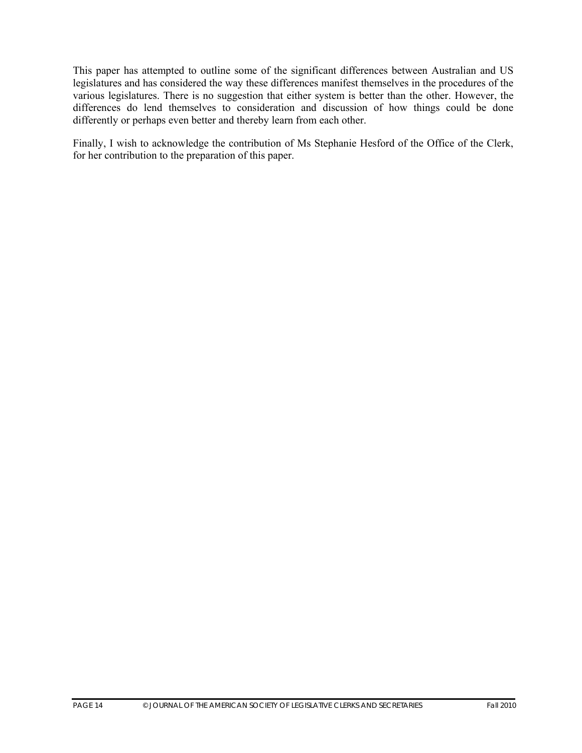This paper has attempted to outline some of the significant differences between Australian and US legislatures and has considered the way these differences manifest themselves in the procedures of the various legislatures. There is no suggestion that either system is better than the other. However, the differences do lend themselves to consideration and discussion of how things could be done differently or perhaps even better and thereby learn from each other.

Finally, I wish to acknowledge the contribution of Ms Stephanie Hesford of the Office of the Clerk, for her contribution to the preparation of this paper.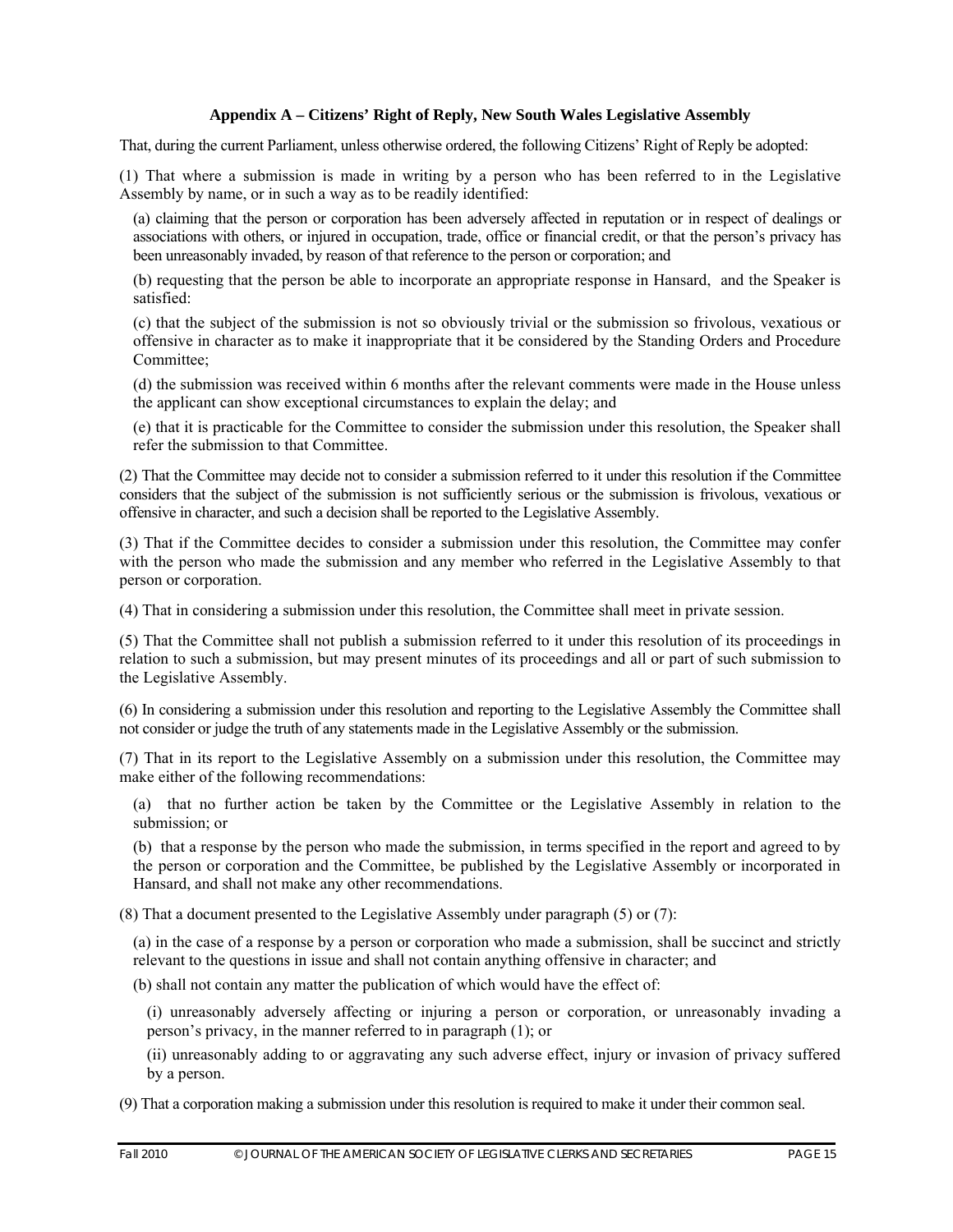**Appendix A – Citizens' Right of Reply, New South Wales Legislative Assembly**

That, during the current Parliament, unless otherwise ordered, the following Citizens' Right of Reply be adopted:

(1) That where a submission is made in writing by a person who has been referred to in the Legislative Assembly by name, or in such a way as to be readily identified:

(a) claiming that the person or corporation has been adversely affected in reputation or in respect of dealings or associations with others, or injured in occupation, trade, office or financial credit, or that the person's privacy has been unreasonably invaded, by reason of that reference to the person or corporation; and

(b) requesting that the person be able to incorporate an appropriate response in Hansard, and the Speaker is satisfied:

(c) that the subject of the submission is not so obviously trivial or the submission so frivolous, vexatious or offensive in character as to make it inappropriate that it be considered by the Standing Orders and Procedure Committee;

(d) the submission was received within 6 months after the relevant comments were made in the House unless the applicant can show exceptional circumstances to explain the delay; and

(e) that it is practicable for the Committee to consider the submission under this resolution, the Speaker shall refer the submission to that Committee.

(2) That the Committee may decide not to consider a submission referred to it under this resolution if the Committee considers that the subject of the submission is not sufficiently serious or the submission is frivolous, vexatious or offensive in character, and such a decision shall be reported to the Legislative Assembly.

(3) That if the Committee decides to consider a submission under this resolution, the Committee may confer with the person who made the submission and any member who referred in the Legislative Assembly to that person or corporation.

(4) That in considering a submission under this resolution, the Committee shall meet in private session.

(5) That the Committee shall not publish a submission referred to it under this resolution of its proceedings in relation to such a submission, but may present minutes of its proceedings and all or part of such submission to the Legislative Assembly.

(6) In considering a submission under this resolution and reporting to the Legislative Assembly the Committee shall not consider or judge the truth of any statements made in the Legislative Assembly or the submission.

(7) That in its report to the Legislative Assembly on a submission under this resolution, the Committee may make either of the following recommendations:

(a) that no further action be taken by the Committee or the Legislative Assembly in relation to the submission; or

(b) that a response by the person who made the submission, in terms specified in the report and agreed to by the person or corporation and the Committee, be published by the Legislative Assembly or incorporated in Hansard, and shall not make any other recommendations.

(8) That a document presented to the Legislative Assembly under paragraph (5) or (7):

(a) in the case of a response by a person or corporation who made a submission, shall be succinct and strictly relevant to the questions in issue and shall not contain anything offensive in character; and

(b) shall not contain any matter the publication of which would have the effect of:

(i) unreasonably adversely affecting or injuring a person or corporation, or unreasonably invading a person's privacy, in the manner referred to in paragraph (1); or

(ii) unreasonably adding to or aggravating any such adverse effect, injury or invasion of privacy suffered by a person.

(9) That a corporation making a submission under this resolution is required to make it under their common seal.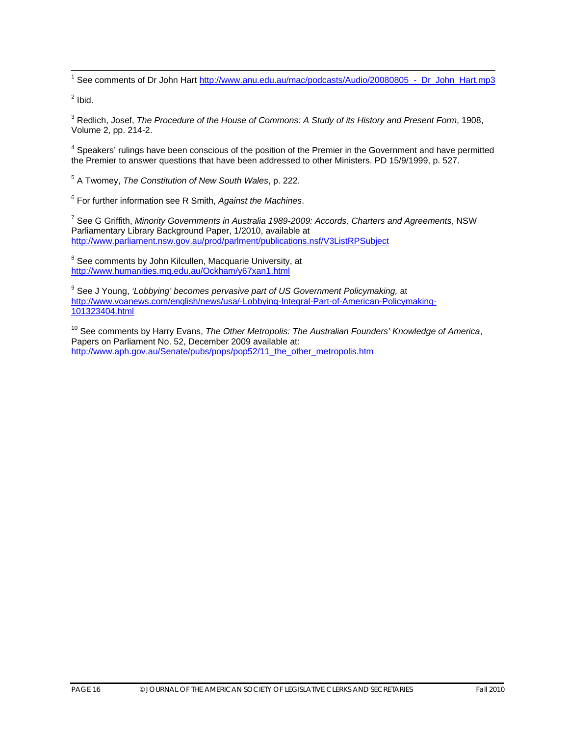[1] See comments of Dr John Hart http://www.anu.edu.au/mac/podcasts/Audio/20080805_-_Dr_John_Hart.mp3

[2] Ibid.

[3] Redlich, Josef, *The Procedure of the House of Commons: A Study of its History and Present Form*, 1908, Volume 2, pp. 214-2.

[4] Speakers' rulings have been conscious of the position of the Premier in the Government and have permitted the Premier to answer questions that have been addressed to other Ministers. PD 15/9/1999, p. 527.

[5] A Twomey, *The Constitution of New South Wales*, p. 222.

[6] For further information see R Smith, *Against the Machines*.

[7] See G Griffith, *Minority Governments in Australia 1989-2009: Accords, Charters and Agreements*, NSW Parliamentary Library Background Paper, 1/2010, available at http://www.parliament.nsw.gov.au/prod/parlment/publications.nsf/V3ListRPSubject

[8] See comments by John Kilcullen, Macquarie University, at http://www.humanities.mq.edu.au/Ockham/y67xan1.html

[9] See J Young, *'Lobbying' becomes pervasive part of US Government Policymaking,* at http://www.voanews.com/english/news/usa/-Lobbying-Integral-Part-of-American-Policymaking-101323404.html

[10] See comments by Harry Evans, *The Other Metropolis: The Australian Founders' Knowledge of America*, Papers on Parliament No. 52, December 2009 available at: http://www.aph.gov.au/Senate/pubs/pops/pop52/11_the_other_metropolis.htm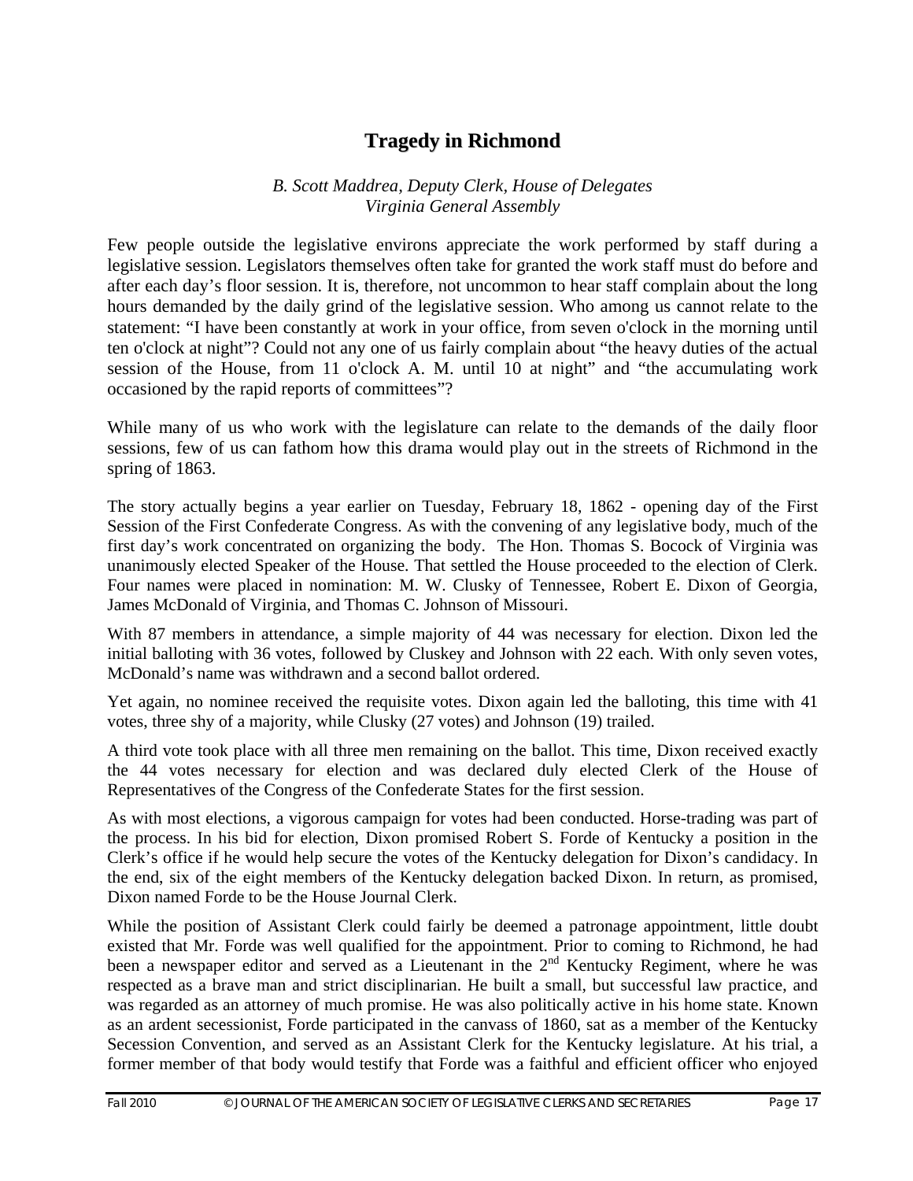# Tragedy in Richmond

*B. Scott Maddrea, Deputy Clerk, House of Delegates*
*Virginia General Assembly*

Few people outside the legislative environs appreciate the work performed by staff during a legislative session. Legislators themselves often take for granted the work staff must do before and after each day's floor session. It is, therefore, not uncommon to hear staff complain about the long hours demanded by the daily grind of the legislative session. Who among us cannot relate to the statement: "I have been constantly at work in your office, from seven o'clock in the morning until ten o'clock at night"? Could not any one of us fairly complain about "the heavy duties of the actual session of the House, from 11 o'clock A. M. until 10 at night" and "the accumulating work occasioned by the rapid reports of committees"?

While many of us who work with the legislature can relate to the demands of the daily floor sessions, few of us can fathom how this drama would play out in the streets of Richmond in the spring of 1863.

The story actually begins a year earlier on Tuesday, February 18, 1862 - opening day of the First Session of the First Confederate Congress. As with the convening of any legislative body, much of the first day's work concentrated on organizing the body. The Hon. Thomas S. Bocock of Virginia was unanimously elected Speaker of the House. That settled the House proceeded to the election of Clerk. Four names were placed in nomination: M. W. Clusky of Tennessee, Robert E. Dixon of Georgia, James McDonald of Virginia, and Thomas C. Johnson of Missouri.

With 87 members in attendance, a simple majority of 44 was necessary for election. Dixon led the initial balloting with 36 votes, followed by Cluskey and Johnson with 22 each. With only seven votes, McDonald's name was withdrawn and a second ballot ordered.

Yet again, no nominee received the requisite votes. Dixon again led the balloting, this time with 41 votes, three shy of a majority, while Clusky (27 votes) and Johnson (19) trailed.

A third vote took place with all three men remaining on the ballot. This time, Dixon received exactly the 44 votes necessary for election and was declared duly elected Clerk of the House of Representatives of the Congress of the Confederate States for the first session.

As with most elections, a vigorous campaign for votes had been conducted. Horse-trading was part of the process. In his bid for election, Dixon promised Robert S. Forde of Kentucky a position in the Clerk's office if he would help secure the votes of the Kentucky delegation for Dixon's candidacy. In the end, six of the eight members of the Kentucky delegation backed Dixon. In return, as promised, Dixon named Forde to be the House Journal Clerk.

While the position of Assistant Clerk could fairly be deemed a patronage appointment, little doubt existed that Mr. Forde was well qualified for the appointment. Prior to coming to Richmond, he had been a newspaper editor and served as a Lieutenant in the 2nd Kentucky Regiment, where he was respected as a brave man and strict disciplinarian. He built a small, but successful law practice, and was regarded as an attorney of much promise. He was also politically active in his home state. Known as an ardent secessionist, Forde participated in the canvass of 1860, sat as a member of the Kentucky Secession Convention, and served as an Assistant Clerk for the Kentucky legislature. At his trial, a former member of that body would testify that Forde was a faithful and efficient officer who enjoyed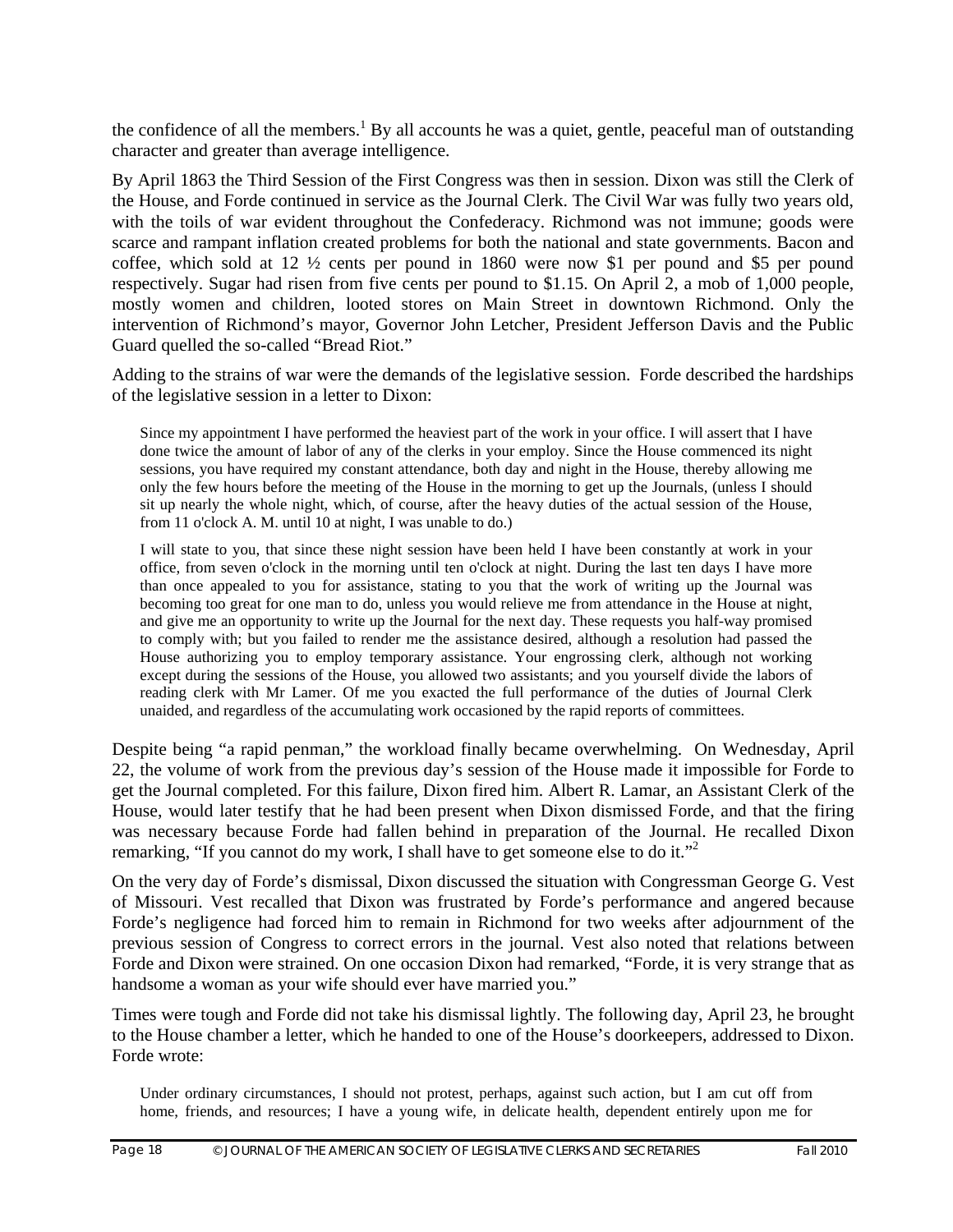the confidence of all the members.[1] By all accounts he was a quiet, gentle, peaceful man of outstanding character and greater than average intelligence.

By April 1863 the Third Session of the First Congress was then in session. Dixon was still the Clerk of the House, and Forde continued in service as the Journal Clerk. The Civil War was fully two years old, with the toils of war evident throughout the Confederacy. Richmond was not immune; goods were scarce and rampant inflation created problems for both the national and state governments. Bacon and coffee, which sold at 12 ½ cents per pound in 1860 were now $1 per pound and $5 per pound respectively. Sugar had risen from five cents per pound to $1.15. On April 2, a mob of 1,000 people, mostly women and children, looted stores on Main Street in downtown Richmond. Only the intervention of Richmond's mayor, Governor John Letcher, President Jefferson Davis and the Public Guard quelled the so-called "Bread Riot."

Adding to the strains of war were the demands of the legislative session. Forde described the hardships of the legislative session in a letter to Dixon:

> Since my appointment I have performed the heaviest part of the work in your office. I will assert that I have done twice the amount of labor of any of the clerks in your employ. Since the House commenced its night sessions, you have required my constant attendance, both day and night in the House, thereby allowing me only the few hours before the meeting of the House in the morning to get up the Journals, (unless I should sit up nearly the whole night, which, of course, after the heavy duties of the actual session of the House, from 11 o'clock A. M. until 10 at night, I was unable to do.)
>
> I will state to you, that since these night session have been held I have been constantly at work in your office, from seven o'clock in the morning until ten o'clock at night. During the last ten days I have more than once appealed to you for assistance, stating to you that the work of writing up the Journal was becoming too great for one man to do, unless you would relieve me from attendance in the House at night, and give me an opportunity to write up the Journal for the next day. These requests you half-way promised to comply with; but you failed to render me the assistance desired, although a resolution had passed the House authorizing you to employ temporary assistance. Your engrossing clerk, although not working except during the sessions of the House, you allowed two assistants; and you yourself divide the labors of reading clerk with Mr Lamer. Of me you exacted the full performance of the duties of Journal Clerk unaided, and regardless of the accumulating work occasioned by the rapid reports of committees.

Despite being "a rapid penman," the workload finally became overwhelming. On Wednesday, April 22, the volume of work from the previous day's session of the House made it impossible for Forde to get the Journal completed. For this failure, Dixon fired him. Albert R. Lamar, an Assistant Clerk of the House, would later testify that he had been present when Dixon dismissed Forde, and that the firing was necessary because Forde had fallen behind in preparation of the Journal. He recalled Dixon remarking, "If you cannot do my work, I shall have to get someone else to do it."[2]

On the very day of Forde's dismissal, Dixon discussed the situation with Congressman George G. Vest of Missouri. Vest recalled that Dixon was frustrated by Forde's performance and angered because Forde's negligence had forced him to remain in Richmond for two weeks after adjournment of the previous session of Congress to correct errors in the journal. Vest also noted that relations between Forde and Dixon were strained. On one occasion Dixon had remarked, "Forde, it is very strange that as handsome a woman as your wife should ever have married you."

Times were tough and Forde did not take his dismissal lightly. The following day, April 23, he brought to the House chamber a letter, which he handed to one of the House's doorkeepers, addressed to Dixon. Forde wrote:

> Under ordinary circumstances, I should not protest, perhaps, against such action, but I am cut off from home, friends, and resources; I have a young wife, in delicate health, dependent entirely upon me for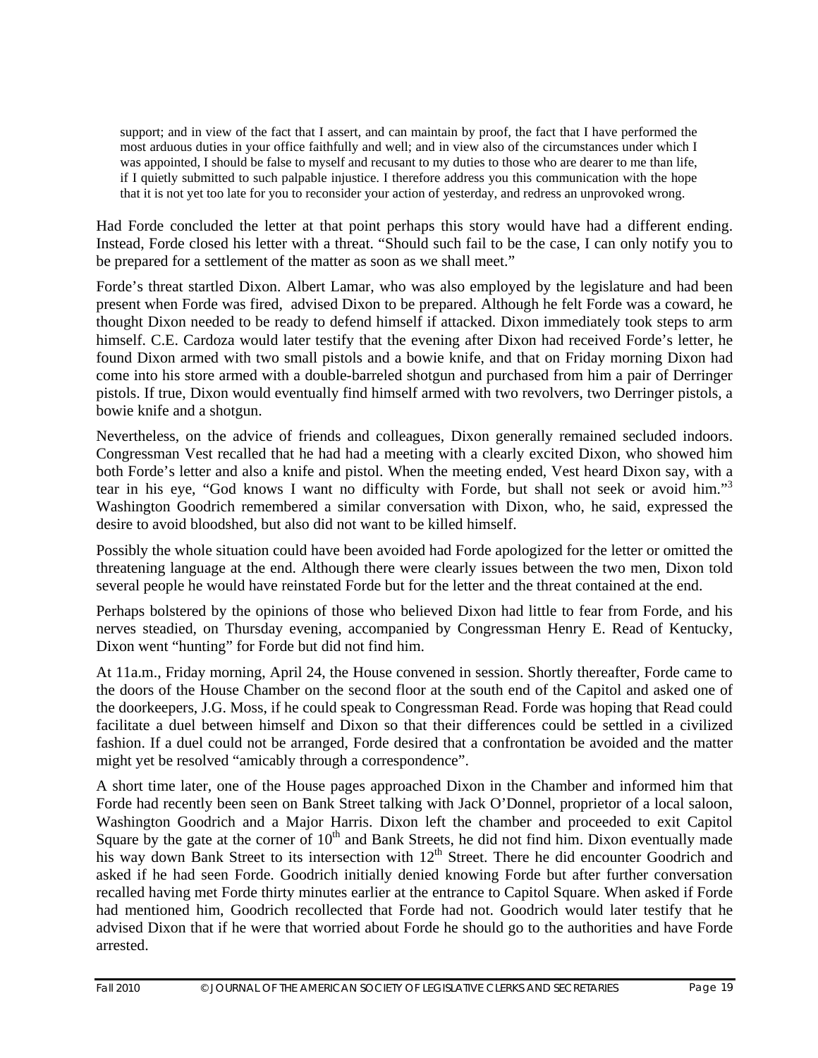> support; and in view of the fact that I assert, and can maintain by proof, the fact that I have performed the most arduous duties in your office faithfully and well; and in view also of the circumstances under which I was appointed, I should be false to myself and recusant to my duties to those who are dearer to me than life, if I quietly submitted to such palpable injustice. I therefore address you this communication with the hope that it is not yet too late for you to reconsider your action of yesterday, and redress an unprovoked wrong.

Had Forde concluded the letter at that point perhaps this story would have had a different ending. Instead, Forde closed his letter with a threat. "Should such fail to be the case, I can only notify you to be prepared for a settlement of the matter as soon as we shall meet."

Forde's threat startled Dixon. Albert Lamar, who was also employed by the legislature and had been present when Forde was fired, advised Dixon to be prepared. Although he felt Forde was a coward, he thought Dixon needed to be ready to defend himself if attacked. Dixon immediately took steps to arm himself. C.E. Cardoza would later testify that the evening after Dixon had received Forde's letter, he found Dixon armed with two small pistols and a bowie knife, and that on Friday morning Dixon had come into his store armed with a double-barreled shotgun and purchased from him a pair of Derringer pistols. If true, Dixon would eventually find himself armed with two revolvers, two Derringer pistols, a bowie knife and a shotgun.

Nevertheless, on the advice of friends and colleagues, Dixon generally remained secluded indoors. Congressman Vest recalled that he had had a meeting with a clearly excited Dixon, who showed him both Forde's letter and also a knife and pistol. When the meeting ended, Vest heard Dixon say, with a tear in his eye, "God knows I want no difficulty with Forde, but shall not seek or avoid him."[3] Washington Goodrich remembered a similar conversation with Dixon, who, he said, expressed the desire to avoid bloodshed, but also did not want to be killed himself.

Possibly the whole situation could have been avoided had Forde apologized for the letter or omitted the threatening language at the end. Although there were clearly issues between the two men, Dixon told several people he would have reinstated Forde but for the letter and the threat contained at the end.

Perhaps bolstered by the opinions of those who believed Dixon had little to fear from Forde, and his nerves steadied, on Thursday evening, accompanied by Congressman Henry E. Read of Kentucky, Dixon went "hunting" for Forde but did not find him.

At 11a.m., Friday morning, April 24, the House convened in session. Shortly thereafter, Forde came to the doors of the House Chamber on the second floor at the south end of the Capitol and asked one of the doorkeepers, J.G. Moss, if he could speak to Congressman Read. Forde was hoping that Read could facilitate a duel between himself and Dixon so that their differences could be settled in a civilized fashion. If a duel could not be arranged, Forde desired that a confrontation be avoided and the matter might yet be resolved "amicably through a correspondence".

A short time later, one of the House pages approached Dixon in the Chamber and informed him that Forde had recently been seen on Bank Street talking with Jack O'Donnel, proprietor of a local saloon, Washington Goodrich and a Major Harris. Dixon left the chamber and proceeded to exit Capitol Square by the gate at the corner of 10th and Bank Streets, he did not find him. Dixon eventually made his way down Bank Street to its intersection with 12th Street. There he did encounter Goodrich and asked if he had seen Forde. Goodrich initially denied knowing Forde but after further conversation recalled having met Forde thirty minutes earlier at the entrance to Capitol Square. When asked if Forde had mentioned him, Goodrich recollected that Forde had not. Goodrich would later testify that he advised Dixon that if he were that worried about Forde he should go to the authorities and have Forde arrested.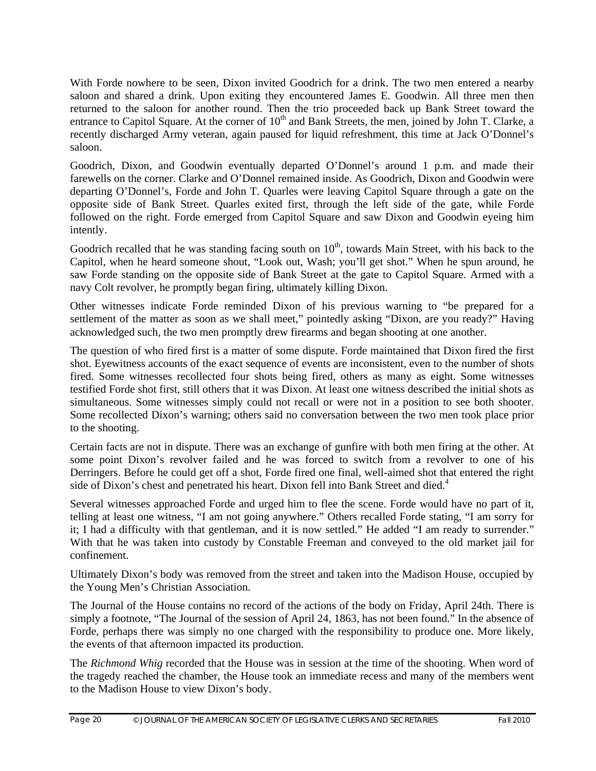With Forde nowhere to be seen, Dixon invited Goodrich for a drink. The two men entered a nearby saloon and shared a drink. Upon exiting they encountered James E. Goodwin. All three men then returned to the saloon for another round. Then the trio proceeded back up Bank Street toward the entrance to Capitol Square. At the corner of 10th and Bank Streets, the men, joined by John T. Clarke, a recently discharged Army veteran, again paused for liquid refreshment, this time at Jack O'Donnel's saloon.

Goodrich, Dixon, and Goodwin eventually departed O'Donnel's around 1 p.m. and made their farewells on the corner. Clarke and O'Donnel remained inside. As Goodrich, Dixon and Goodwin were departing O'Donnel's, Forde and John T. Quarles were leaving Capitol Square through a gate on the opposite side of Bank Street. Quarles exited first, through the left side of the gate, while Forde followed on the right. Forde emerged from Capitol Square and saw Dixon and Goodwin eyeing him intently.

Goodrich recalled that he was standing facing south on 10th, towards Main Street, with his back to the Capitol, when he heard someone shout, "Look out, Wash; you'll get shot." When he spun around, he saw Forde standing on the opposite side of Bank Street at the gate to Capitol Square. Armed with a navy Colt revolver, he promptly began firing, ultimately killing Dixon.

Other witnesses indicate Forde reminded Dixon of his previous warning to "be prepared for a settlement of the matter as soon as we shall meet," pointedly asking "Dixon, are you ready?" Having acknowledged such, the two men promptly drew firearms and began shooting at one another.

The question of who fired first is a matter of some dispute. Forde maintained that Dixon fired the first shot. Eyewitness accounts of the exact sequence of events are inconsistent, even to the number of shots fired. Some witnesses recollected four shots being fired, others as many as eight. Some witnesses testified Forde shot first, still others that it was Dixon. At least one witness described the initial shots as simultaneous. Some witnesses simply could not recall or were not in a position to see both shooter. Some recollected Dixon's warning; others said no conversation between the two men took place prior to the shooting.

Certain facts are not in dispute. There was an exchange of gunfire with both men firing at the other. At some point Dixon's revolver failed and he was forced to switch from a revolver to one of his Derringers. Before he could get off a shot, Forde fired one final, well-aimed shot that entered the right side of Dixon's chest and penetrated his heart. Dixon fell into Bank Street and died.[4]

Several witnesses approached Forde and urged him to flee the scene. Forde would have no part of it, telling at least one witness, "I am not going anywhere." Others recalled Forde stating, "I am sorry for it; I had a difficulty with that gentleman, and it is now settled." He added "I am ready to surrender." With that he was taken into custody by Constable Freeman and conveyed to the old market jail for confinement.

Ultimately Dixon's body was removed from the street and taken into the Madison House, occupied by the Young Men's Christian Association.

The Journal of the House contains no record of the actions of the body on Friday, April 24th. There is simply a footnote, "The Journal of the session of April 24, 1863, has not been found." In the absence of Forde, perhaps there was simply no one charged with the responsibility to produce one. More likely, the events of that afternoon impacted its production.

The *Richmond Whig* recorded that the House was in session at the time of the shooting. When word of the tragedy reached the chamber, the House took an immediate recess and many of the members went to the Madison House to view Dixon's body.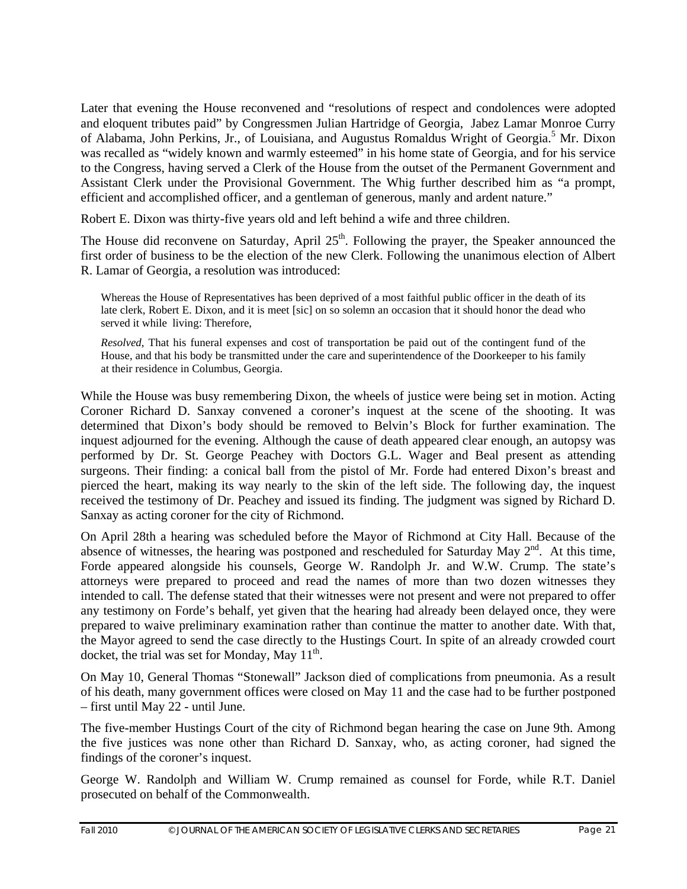Later that evening the House reconvened and "resolutions of respect and condolences were adopted and eloquent tributes paid" by Congressmen Julian Hartridge of Georgia, Jabez Lamar Monroe Curry of Alabama, John Perkins, Jr., of Louisiana, and Augustus Romaldus Wright of Georgia.[5] Mr. Dixon was recalled as "widely known and warmly esteemed" in his home state of Georgia, and for his service to the Congress, having served a Clerk of the House from the outset of the Permanent Government and Assistant Clerk under the Provisional Government. The Whig further described him as "a prompt, efficient and accomplished officer, and a gentleman of generous, manly and ardent nature."

Robert E. Dixon was thirty-five years old and left behind a wife and three children.

The House did reconvene on Saturday, April 25th. Following the prayer, the Speaker announced the first order of business to be the election of the new Clerk. Following the unanimous election of Albert R. Lamar of Georgia, a resolution was introduced:

> Whereas the House of Representatives has been deprived of a most faithful public officer in the death of its late clerk, Robert E. Dixon, and it is meet [sic] on so solemn an occasion that it should honor the dead who served it while living: Therefore,
>
> *Resolved*, That his funeral expenses and cost of transportation be paid out of the contingent fund of the House, and that his body be transmitted under the care and superintendence of the Doorkeeper to his family at their residence in Columbus, Georgia.

While the House was busy remembering Dixon, the wheels of justice were being set in motion. Acting Coroner Richard D. Sanxay convened a coroner's inquest at the scene of the shooting. It was determined that Dixon's body should be removed to Belvin's Block for further examination. The inquest adjourned for the evening. Although the cause of death appeared clear enough, an autopsy was performed by Dr. St. George Peachey with Doctors G.L. Wager and Beal present as attending surgeons. Their finding: a conical ball from the pistol of Mr. Forde had entered Dixon's breast and pierced the heart, making its way nearly to the skin of the left side. The following day, the inquest received the testimony of Dr. Peachey and issued its finding. The judgment was signed by Richard D. Sanxay as acting coroner for the city of Richmond.

On April 28th a hearing was scheduled before the Mayor of Richmond at City Hall. Because of the absence of witnesses, the hearing was postponed and rescheduled for Saturday May 2nd. At this time, Forde appeared alongside his counsels, George W. Randolph Jr. and W.W. Crump. The state's attorneys were prepared to proceed and read the names of more than two dozen witnesses they intended to call. The defense stated that their witnesses were not present and were not prepared to offer any testimony on Forde's behalf, yet given that the hearing had already been delayed once, they were prepared to waive preliminary examination rather than continue the matter to another date. With that, the Mayor agreed to send the case directly to the Hustings Court. In spite of an already crowded court docket, the trial was set for Monday, May 11th.

On May 10, General Thomas "Stonewall" Jackson died of complications from pneumonia. As a result of his death, many government offices were closed on May 11 and the case had to be further postponed – first until May 22 - until June.

The five-member Hustings Court of the city of Richmond began hearing the case on June 9th. Among the five justices was none other than Richard D. Sanxay, who, as acting coroner, had signed the findings of the coroner's inquest.

George W. Randolph and William W. Crump remained as counsel for Forde, while R.T. Daniel prosecuted on behalf of the Commonwealth.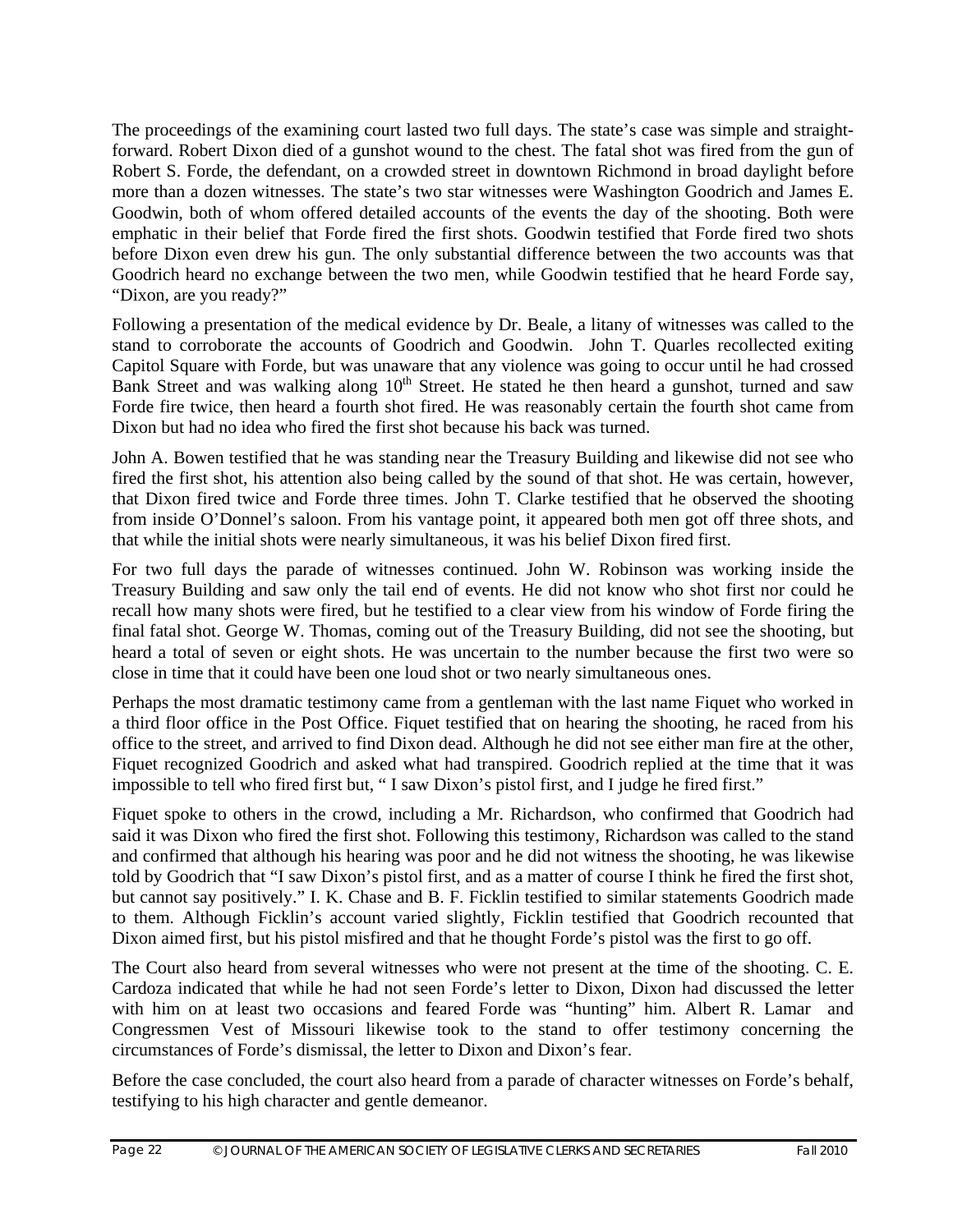The proceedings of the examining court lasted two full days. The state's case was simple and straight-forward. Robert Dixon died of a gunshot wound to the chest. The fatal shot was fired from the gun of Robert S. Forde, the defendant, on a crowded street in downtown Richmond in broad daylight before more than a dozen witnesses. The state's two star witnesses were Washington Goodrich and James E. Goodwin, both of whom offered detailed accounts of the events the day of the shooting. Both were emphatic in their belief that Forde fired the first shots. Goodwin testified that Forde fired two shots before Dixon even drew his gun. The only substantial difference between the two accounts was that Goodrich heard no exchange between the two men, while Goodwin testified that he heard Forde say, "Dixon, are you ready?"

Following a presentation of the medical evidence by Dr. Beale, a litany of witnesses was called to the stand to corroborate the accounts of Goodrich and Goodwin. John T. Quarles recollected exiting Capitol Square with Forde, but was unaware that any violence was going to occur until he had crossed Bank Street and was walking along 10th Street. He stated he then heard a gunshot, turned and saw Forde fire twice, then heard a fourth shot fired. He was reasonably certain the fourth shot came from Dixon but had no idea who fired the first shot because his back was turned.

John A. Bowen testified that he was standing near the Treasury Building and likewise did not see who fired the first shot, his attention also being called by the sound of that shot. He was certain, however, that Dixon fired twice and Forde three times. John T. Clarke testified that he observed the shooting from inside O'Donnel's saloon. From his vantage point, it appeared both men got off three shots, and that while the initial shots were nearly simultaneous, it was his belief Dixon fired first.

For two full days the parade of witnesses continued. John W. Robinson was working inside the Treasury Building and saw only the tail end of events. He did not know who shot first nor could he recall how many shots were fired, but he testified to a clear view from his window of Forde firing the final fatal shot. George W. Thomas, coming out of the Treasury Building, did not see the shooting, but heard a total of seven or eight shots. He was uncertain to the number because the first two were so close in time that it could have been one loud shot or two nearly simultaneous ones.

Perhaps the most dramatic testimony came from a gentleman with the last name Fiquet who worked in a third floor office in the Post Office. Fiquet testified that on hearing the shooting, he raced from his office to the street, and arrived to find Dixon dead. Although he did not see either man fire at the other, Fiquet recognized Goodrich and asked what had transpired. Goodrich replied at the time that it was impossible to tell who fired first but, " I saw Dixon's pistol first, and I judge he fired first."

Fiquet spoke to others in the crowd, including a Mr. Richardson, who confirmed that Goodrich had said it was Dixon who fired the first shot. Following this testimony, Richardson was called to the stand and confirmed that although his hearing was poor and he did not witness the shooting, he was likewise told by Goodrich that "I saw Dixon's pistol first, and as a matter of course I think he fired the first shot, but cannot say positively." I. K. Chase and B. F. Ficklin testified to similar statements Goodrich made to them. Although Ficklin's account varied slightly, Ficklin testified that Goodrich recounted that Dixon aimed first, but his pistol misfired and that he thought Forde's pistol was the first to go off.

The Court also heard from several witnesses who were not present at the time of the shooting. C. E. Cardoza indicated that while he had not seen Forde's letter to Dixon, Dixon had discussed the letter with him on at least two occasions and feared Forde was "hunting" him. Albert R. Lamar and Congressmen Vest of Missouri likewise took to the stand to offer testimony concerning the circumstances of Forde's dismissal, the letter to Dixon and Dixon's fear.

Before the case concluded, the court also heard from a parade of character witnesses on Forde's behalf, testifying to his high character and gentle demeanor.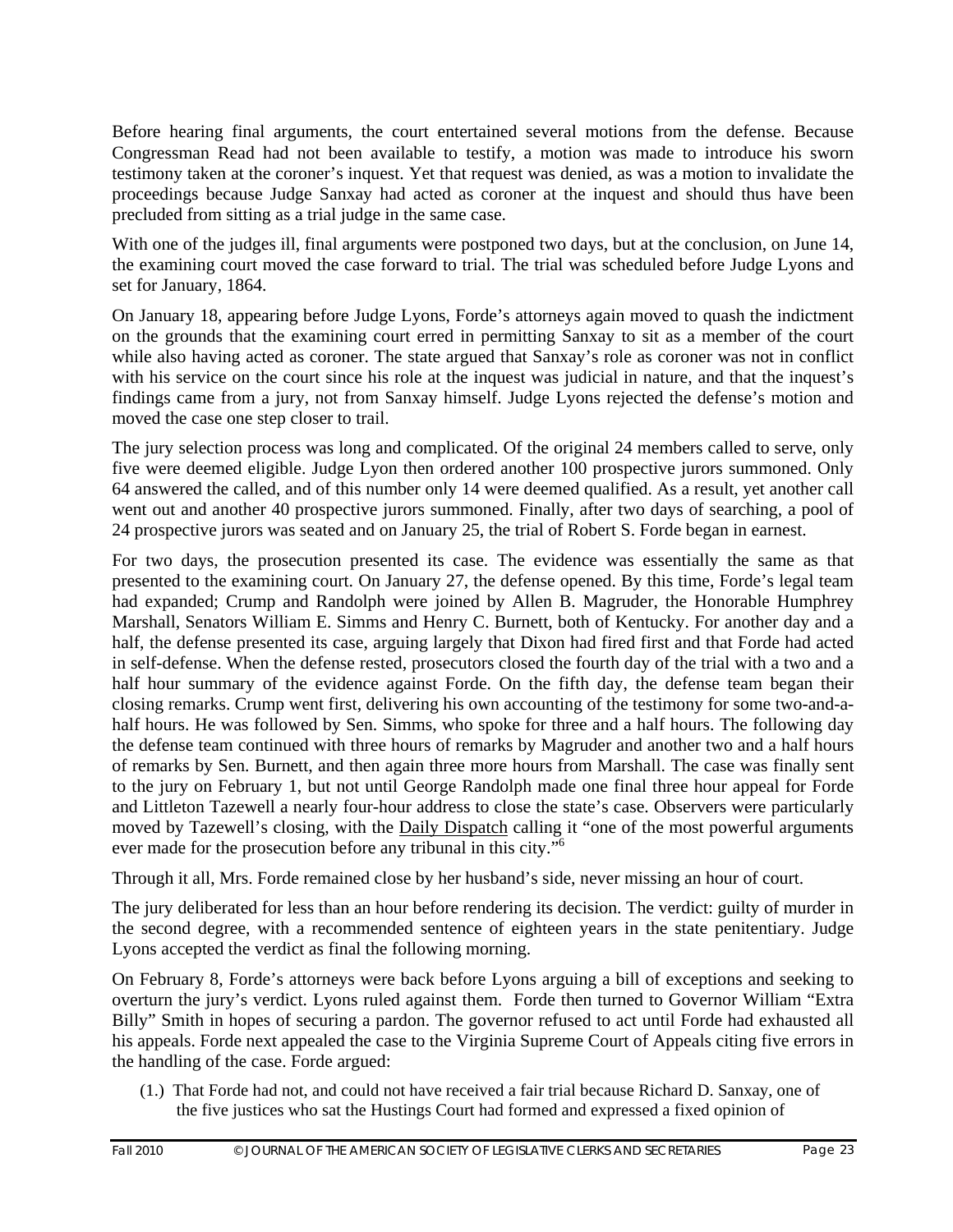Before hearing final arguments, the court entertained several motions from the defense. Because Congressman Read had not been available to testify, a motion was made to introduce his sworn testimony taken at the coroner's inquest. Yet that request was denied, as was a motion to invalidate the proceedings because Judge Sanxay had acted as coroner at the inquest and should thus have been precluded from sitting as a trial judge in the same case.

With one of the judges ill, final arguments were postponed two days, but at the conclusion, on June 14, the examining court moved the case forward to trial. The trial was scheduled before Judge Lyons and set for January, 1864.

On January 18, appearing before Judge Lyons, Forde's attorneys again moved to quash the indictment on the grounds that the examining court erred in permitting Sanxay to sit as a member of the court while also having acted as coroner. The state argued that Sanxay's role as coroner was not in conflict with his service on the court since his role at the inquest was judicial in nature, and that the inquest's findings came from a jury, not from Sanxay himself. Judge Lyons rejected the defense's motion and moved the case one step closer to trail.

The jury selection process was long and complicated. Of the original 24 members called to serve, only five were deemed eligible. Judge Lyon then ordered another 100 prospective jurors summoned. Only 64 answered the called, and of this number only 14 were deemed qualified. As a result, yet another call went out and another 40 prospective jurors summoned. Finally, after two days of searching, a pool of 24 prospective jurors was seated and on January 25, the trial of Robert S. Forde began in earnest.

For two days, the prosecution presented its case. The evidence was essentially the same as that presented to the examining court. On January 27, the defense opened. By this time, Forde's legal team had expanded; Crump and Randolph were joined by Allen B. Magruder, the Honorable Humphrey Marshall, Senators William E. Simms and Henry C. Burnett, both of Kentucky. For another day and a half, the defense presented its case, arguing largely that Dixon had fired first and that Forde had acted in self-defense. When the defense rested, prosecutors closed the fourth day of the trial with a two and a half hour summary of the evidence against Forde. On the fifth day, the defense team began their closing remarks. Crump went first, delivering his own accounting of the testimony for some two-and-a-half hours. He was followed by Sen. Simms, who spoke for three and a half hours. The following day the defense team continued with three hours of remarks by Magruder and another two and a half hours of remarks by Sen. Burnett, and then again three more hours from Marshall. The case was finally sent to the jury on February 1, but not until George Randolph made one final three hour appeal for Forde and Littleton Tazewell a nearly four-hour address to close the state's case. Observers were particularly moved by Tazewell's closing, with the Daily Dispatch calling it "one of the most powerful arguments ever made for the prosecution before any tribunal in this city."[6]

Through it all, Mrs. Forde remained close by her husband's side, never missing an hour of court.

The jury deliberated for less than an hour before rendering its decision. The verdict: guilty of murder in the second degree, with a recommended sentence of eighteen years in the state penitentiary. Judge Lyons accepted the verdict as final the following morning.

On February 8, Forde's attorneys were back before Lyons arguing a bill of exceptions and seeking to overturn the jury's verdict. Lyons ruled against them. Forde then turned to Governor William "Extra Billy" Smith in hopes of securing a pardon. The governor refused to act until Forde had exhausted all his appeals. Forde next appealed the case to the Virginia Supreme Court of Appeals citing five errors in the handling of the case. Forde argued:

(1.) That Forde had not, and could not have received a fair trial because Richard D. Sanxay, one of the five justices who sat the Hustings Court had formed and expressed a fixed opinion of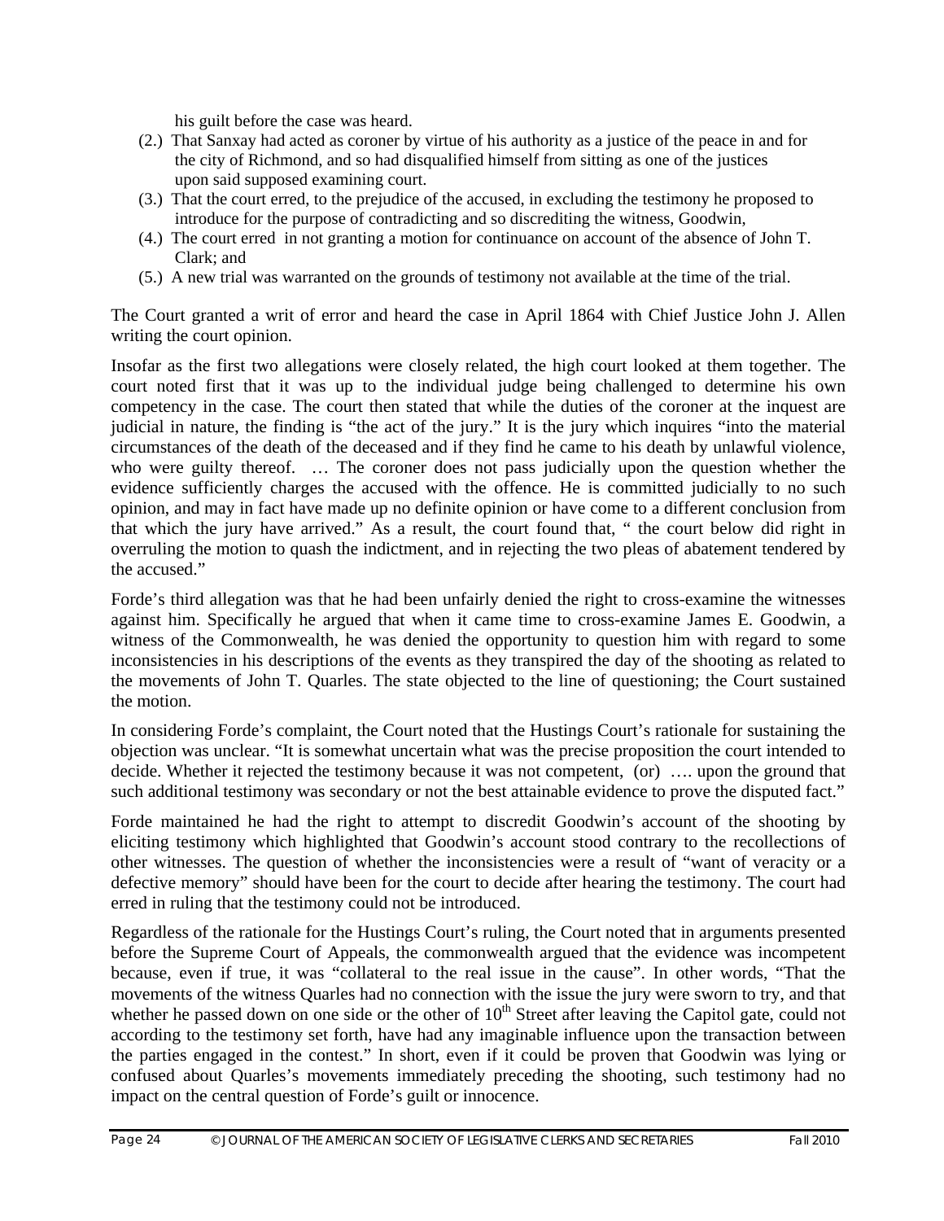his guilt before the case was heard.

(2.) That Sanxay had acted as coroner by virtue of his authority as a justice of the peace in and for the city of Richmond, and so had disqualified himself from sitting as one of the justices upon said supposed examining court.

(3.) That the court erred, to the prejudice of the accused, in excluding the testimony he proposed to introduce for the purpose of contradicting and so discrediting the witness, Goodwin,

(4.) The court erred in not granting a motion for continuance on account of the absence of John T. Clark; and

(5.) A new trial was warranted on the grounds of testimony not available at the time of the trial.

The Court granted a writ of error and heard the case in April 1864 with Chief Justice John J. Allen writing the court opinion.

Insofar as the first two allegations were closely related, the high court looked at them together. The court noted first that it was up to the individual judge being challenged to determine his own competency in the case. The court then stated that while the duties of the coroner at the inquest are judicial in nature, the finding is "the act of the jury." It is the jury which inquires "into the material circumstances of the death of the deceased and if they find he came to his death by unlawful violence, who were guilty thereof. … The coroner does not pass judicially upon the question whether the evidence sufficiently charges the accused with the offence. He is committed judicially to no such opinion, and may in fact have made up no definite opinion or have come to a different conclusion from that which the jury have arrived." As a result, the court found that, " the court below did right in overruling the motion to quash the indictment, and in rejecting the two pleas of abatement tendered by the accused."

Forde's third allegation was that he had been unfairly denied the right to cross-examine the witnesses against him. Specifically he argued that when it came time to cross-examine James E. Goodwin, a witness of the Commonwealth, he was denied the opportunity to question him with regard to some inconsistencies in his descriptions of the events as they transpired the day of the shooting as related to the movements of John T. Quarles. The state objected to the line of questioning; the Court sustained the motion.

In considering Forde's complaint, the Court noted that the Hustings Court's rationale for sustaining the objection was unclear. "It is somewhat uncertain what was the precise proposition the court intended to decide. Whether it rejected the testimony because it was not competent, (or) …. upon the ground that such additional testimony was secondary or not the best attainable evidence to prove the disputed fact."

Forde maintained he had the right to attempt to discredit Goodwin's account of the shooting by eliciting testimony which highlighted that Goodwin's account stood contrary to the recollections of other witnesses. The question of whether the inconsistencies were a result of "want of veracity or a defective memory" should have been for the court to decide after hearing the testimony. The court had erred in ruling that the testimony could not be introduced.

Regardless of the rationale for the Hustings Court's ruling, the Court noted that in arguments presented before the Supreme Court of Appeals, the commonwealth argued that the evidence was incompetent because, even if true, it was "collateral to the real issue in the cause". In other words, "That the movements of the witness Quarles had no connection with the issue the jury were sworn to try, and that whether he passed down on one side or the other of 10th Street after leaving the Capitol gate, could not according to the testimony set forth, have had any imaginable influence upon the transaction between the parties engaged in the contest." In short, even if it could be proven that Goodwin was lying or confused about Quarles's movements immediately preceding the shooting, such testimony had no impact on the central question of Forde's guilt or innocence.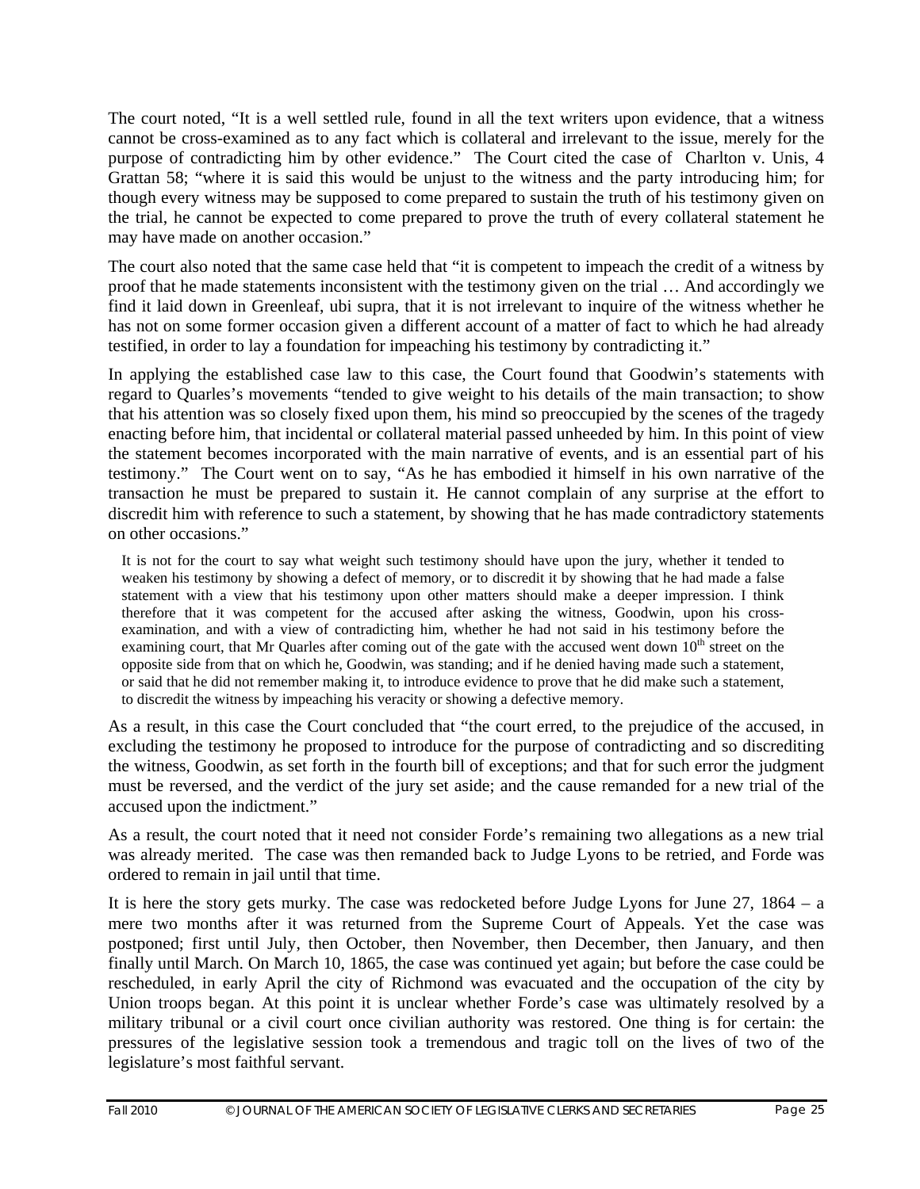The court noted, "It is a well settled rule, found in all the text writers upon evidence, that a witness cannot be cross-examined as to any fact which is collateral and irrelevant to the issue, merely for the purpose of contradicting him by other evidence." The Court cited the case of Charlton v. Unis, 4 Grattan 58; "where it is said this would be unjust to the witness and the party introducing him; for though every witness may be supposed to come prepared to sustain the truth of his testimony given on the trial, he cannot be expected to come prepared to prove the truth of every collateral statement he may have made on another occasion."

The court also noted that the same case held that "it is competent to impeach the credit of a witness by proof that he made statements inconsistent with the testimony given on the trial … And accordingly we find it laid down in Greenleaf, ubi supra, that it is not irrelevant to inquire of the witness whether he has not on some former occasion given a different account of a matter of fact to which he had already testified, in order to lay a foundation for impeaching his testimony by contradicting it."

In applying the established case law to this case, the Court found that Goodwin's statements with regard to Quarles's movements "tended to give weight to his details of the main transaction; to show that his attention was so closely fixed upon them, his mind so preoccupied by the scenes of the tragedy enacting before him, that incidental or collateral material passed unheeded by him. In this point of view the statement becomes incorporated with the main narrative of events, and is an essential part of his testimony." The Court went on to say, "As he has embodied it himself in his own narrative of the transaction he must be prepared to sustain it. He cannot complain of any surprise at the effort to discredit him with reference to such a statement, by showing that he has made contradictory statements on other occasions."

> It is not for the court to say what weight such testimony should have upon the jury, whether it tended to weaken his testimony by showing a defect of memory, or to discredit it by showing that he had made a false statement with a view that his testimony upon other matters should make a deeper impression. I think therefore that it was competent for the accused after asking the witness, Goodwin, upon his cross-examination, and with a view of contradicting him, whether he had not said in his testimony before the examining court, that Mr Quarles after coming out of the gate with the accused went down 10th street on the opposite side from that on which he, Goodwin, was standing; and if he denied having made such a statement, or said that he did not remember making it, to introduce evidence to prove that he did make such a statement, to discredit the witness by impeaching his veracity or showing a defective memory.

As a result, in this case the Court concluded that "the court erred, to the prejudice of the accused, in excluding the testimony he proposed to introduce for the purpose of contradicting and so discrediting the witness, Goodwin, as set forth in the fourth bill of exceptions; and that for such error the judgment must be reversed, and the verdict of the jury set aside; and the cause remanded for a new trial of the accused upon the indictment."

As a result, the court noted that it need not consider Forde's remaining two allegations as a new trial was already merited. The case was then remanded back to Judge Lyons to be retried, and Forde was ordered to remain in jail until that time.

It is here the story gets murky. The case was redocketed before Judge Lyons for June 27, 1864 – a mere two months after it was returned from the Supreme Court of Appeals. Yet the case was postponed; first until July, then October, then November, then December, then January, and then finally until March. On March 10, 1865, the case was continued yet again; but before the case could be rescheduled, in early April the city of Richmond was evacuated and the occupation of the city by Union troops began. At this point it is unclear whether Forde's case was ultimately resolved by a military tribunal or a civil court once civilian authority was restored. One thing is for certain: the pressures of the legislative session took a tremendous and tragic toll on the lives of two of the legislature's most faithful servant.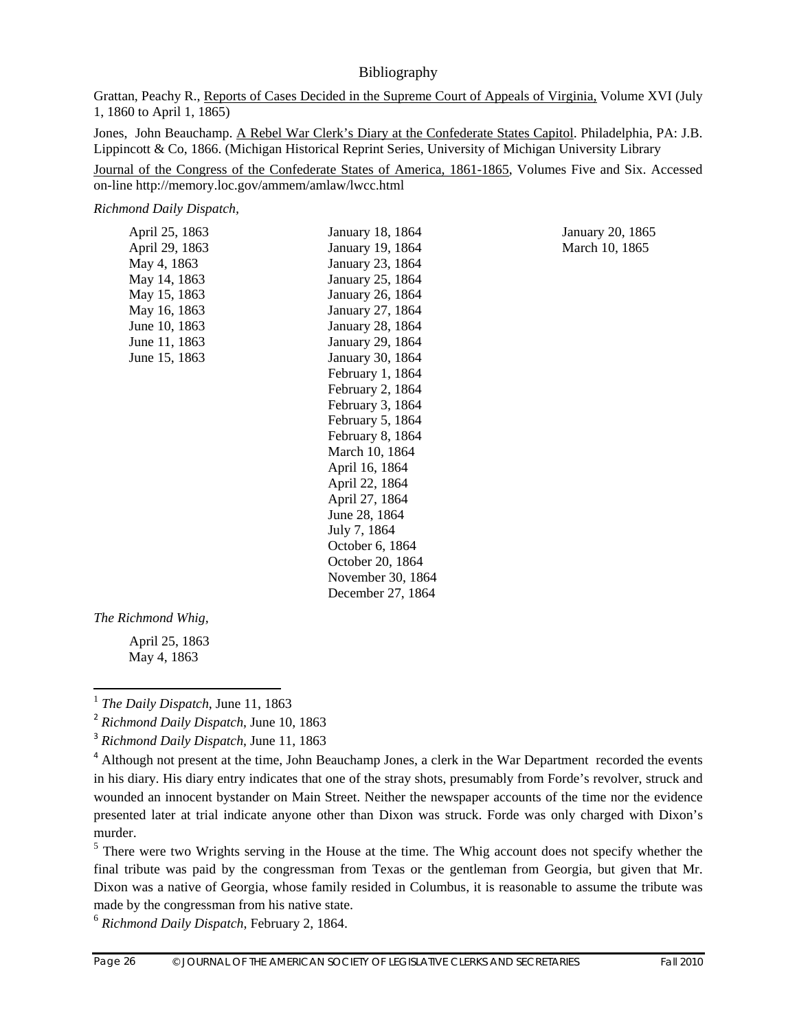## Bibliography

Grattan, Peachy R., Reports of Cases Decided in the Supreme Court of Appeals of Virginia, Volume XVI (July 1, 1860 to April 1, 1865)

Jones, John Beauchamp. A Rebel War Clerk's Diary at the Confederate States Capitol. Philadelphia, PA: J.B. Lippincott & Co, 1866. (Michigan Historical Reprint Series, University of Michigan University Library

Journal of the Congress of the Confederate States of America, 1861-1865, Volumes Five and Six. Accessed on-line http://memory.loc.gov/ammem/amlaw/lwcc.html

*Richmond Daily Dispatch*,

April 25, 1863
April 29, 1863
May 4, 1863
May 14, 1863
May 15, 1863
May 16, 1863
June 10, 1863
June 11, 1863
June 15, 1863
January 18, 1864
January 19, 1864
January 23, 1864
January 25, 1864
January 26, 1864
January 27, 1864
January 28, 1864
January 29, 1864
January 30, 1864
February 1, 1864
February 2, 1864
February 3, 1864
February 5, 1864
February 8, 1864
March 10, 1864
April 16, 1864
April 22, 1864
April 27, 1864
June 28, 1864
July 7, 1864
October 6, 1864
October 20, 1864
November 30, 1864
December 27, 1864
January 20, 1865
March 10, 1865

*The Richmond Whig*,

April 25, 1863
May 4, 1863

---

[1] *The Daily Dispatch*, June 11, 1863

[2] *Richmond Daily Dispatch*, June 10, 1863

[3] *Richmond Daily Dispatch*, June 11, 1863

[4] Although not present at the time, John Beauchamp Jones, a clerk in the War Department recorded the events in his diary. His diary entry indicates that one of the stray shots, presumably from Forde's revolver, struck and wounded an innocent bystander on Main Street. Neither the newspaper accounts of the time nor the evidence presented later at trial indicate anyone other than Dixon was struck. Forde was only charged with Dixon's murder.

[5] There were two Wrights serving in the House at the time. The Whig account does not specify whether the final tribute was paid by the congressman from Texas or the gentleman from Georgia, but given that Mr. Dixon was a native of Georgia, whose family resided in Columbus, it is reasonable to assume the tribute was made by the congressman from his native state.

[6] *Richmond Daily Dispatch*, February 2, 1864.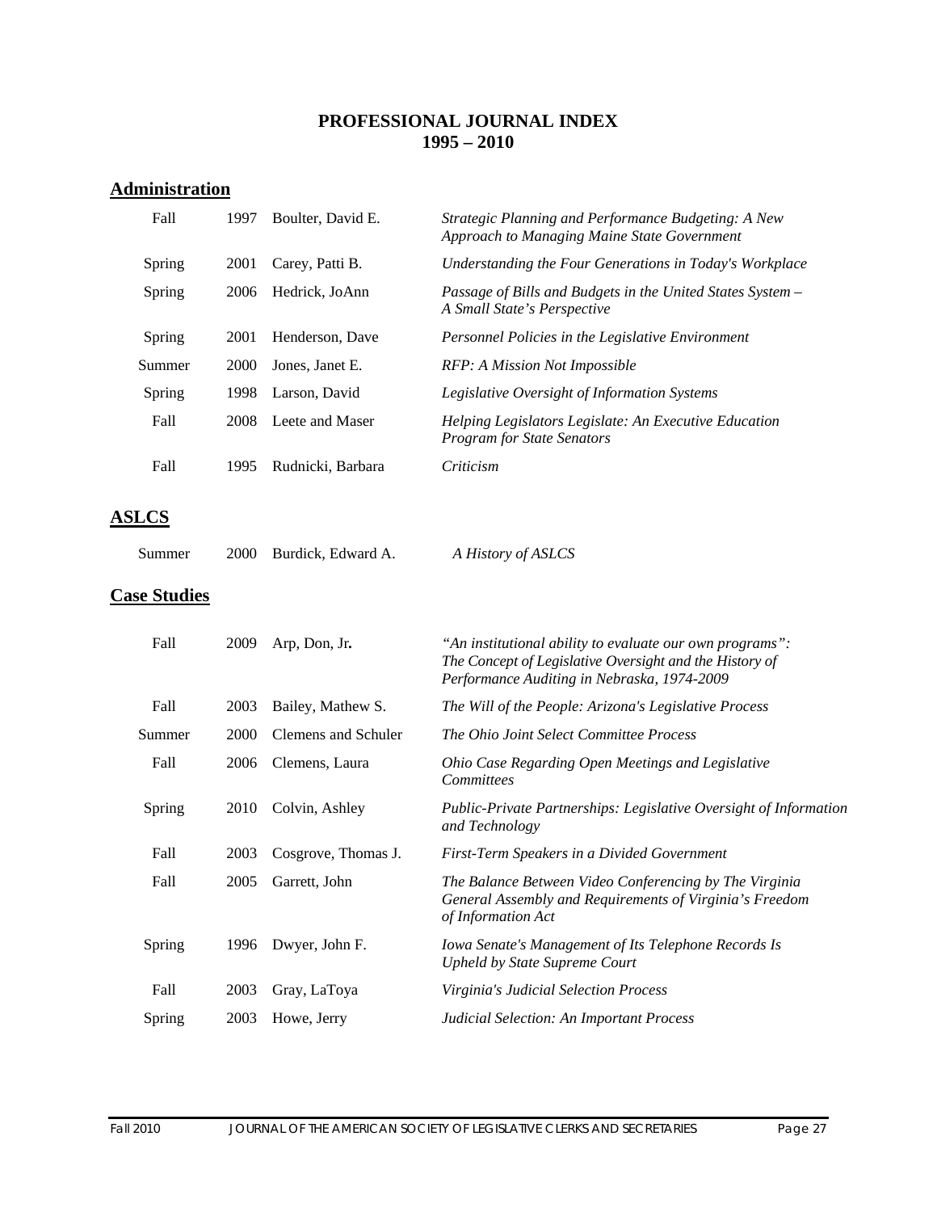# PROFESSIONAL JOURNAL INDEX
# 1995 – 2010

## Administration

| | | | |
|---|---|---|---|
| Fall | 1997 | Boulter, David E. | *Strategic Planning and Performance Budgeting: A New Approach to Managing Maine State Government* |
| Spring | 2001 | Carey, Patti B. | *Understanding the Four Generations in Today's Workplace* |
| Spring | 2006 | Hedrick, JoAnn | *Passage of Bills and Budgets in the United States System – A Small State's Perspective* |
| Spring | 2001 | Henderson, Dave | *Personnel Policies in the Legislative Environment* |
| Summer | 2000 | Jones, Janet E. | *RFP: A Mission Not Impossible* |
| Spring | 1998 | Larson, David | *Legislative Oversight of Information Systems* |
| Fall | 2008 | Leete and Maser | *Helping Legislators Legislate: An Executive Education Program for State Senators* |
| Fall | 1995 | Rudnicki, Barbara | *Criticism* |

## ASLCS

| | | | |
|---|---|---|---|
| Summer | 2000 | Burdick, Edward A. | *A History of ASLCS* |

## Case Studies

| | | | |
|---|---|---|---|
| Fall | 2009 | Arp, Don, Jr**.** | *"An institutional ability to evaluate our own programs": The Concept of Legislative Oversight and the History of Performance Auditing in Nebraska, 1974-2009* |
| Fall | 2003 | Bailey, Mathew S. | *The Will of the People: Arizona's Legislative Process* |
| Summer | 2000 | Clemens and Schuler | *The Ohio Joint Select Committee Process* |
| Fall | 2006 | Clemens, Laura | *Ohio Case Regarding Open Meetings and Legislative Committees* |
| Spring | 2010 | Colvin, Ashley | *Public-Private Partnerships: Legislative Oversight of Information and Technology* |
| Fall | 2003 | Cosgrove, Thomas J. | *First-Term Speakers in a Divided Government* |
| Fall | 2005 | Garrett, John | *The Balance Between Video Conferencing by The Virginia General Assembly and Requirements of Virginia's Freedom of Information Act* |
| Spring | 1996 | Dwyer, John F. | *Iowa Senate's Management of Its Telephone Records Is Upheld by State Supreme Court* |
| Fall | 2003 | Gray, LaToya | *Virginia's Judicial Selection Process* |
| Spring | 2003 | Howe, Jerry | *Judicial Selection: An Important Process* |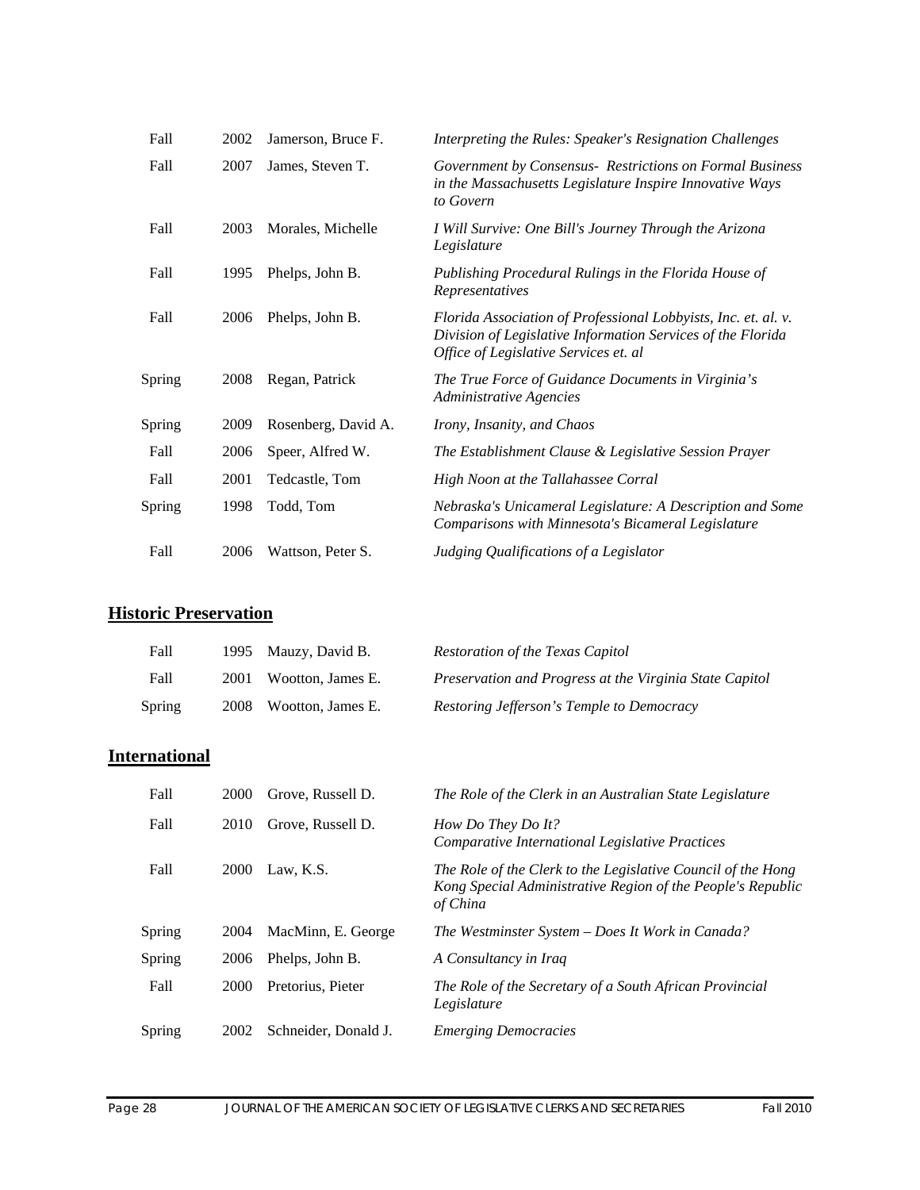| | | | |
|---|---|---|---|
| Fall | 2002 | Jamerson, Bruce F. | *Interpreting the Rules: Speaker's Resignation Challenges* |
| Fall | 2007 | James, Steven T. | *Government by Consensus- Restrictions on Formal Business in the Massachusetts Legislature Inspire Innovative Ways to Govern* |
| Fall | 2003 | Morales, Michelle | *I Will Survive: One Bill's Journey Through the Arizona Legislature* |
| Fall | 1995 | Phelps, John B. | *Publishing Procedural Rulings in the Florida House of Representatives* |
| Fall | 2006 | Phelps, John B. | *Florida Association of Professional Lobbyists, Inc. et. al. v. Division of Legislative Information Services of the Florida Office of Legislative Services et. al* |
| Spring | 2008 | Regan, Patrick | *The True Force of Guidance Documents in Virginia's Administrative Agencies* |
| Spring | 2009 | Rosenberg, David A. | *Irony, Insanity, and Chaos* |
| Fall | 2006 | Speer, Alfred W. | *The Establishment Clause & Legislative Session Prayer* |
| Fall | 2001 | Tedcastle, Tom | *High Noon at the Tallahassee Corral* |
| Spring | 1998 | Todd, Tom | *Nebraska's Unicameral Legislature: A Description and Some Comparisons with Minnesota's Bicameral Legislature* |
| Fall | 2006 | Wattson, Peter S. | *Judging Qualifications of a Legislator* |

## Historic Preservation

| | | | |
|---|---|---|---|
| Fall | 1995 | Mauzy, David B. | *Restoration of the Texas Capitol* |
| Fall | 2001 | Wootton, James E. | *Preservation and Progress at the Virginia State Capitol* |
| Spring | 2008 | Wootton, James E. | *Restoring Jefferson's Temple to Democracy* |

## International

| | | | |
|---|---|---|---|
| Fall | 2000 | Grove, Russell D. | *The Role of the Clerk in an Australian State Legislature* |
| Fall | 2010 | Grove, Russell D. | *How Do They Do It? Comparative International Legislative Practices* |
| Fall | 2000 | Law, K.S. | *The Role of the Clerk to the Legislative Council of the Hong Kong Special Administrative Region of the People's Republic of China* |
| Spring | 2004 | MacMinn, E. George | *The Westminster System – Does It Work in Canada?* |
| Spring | 2006 | Phelps, John B. | *A Consultancy in Iraq* |
| Fall | 2000 | Pretorius, Pieter | *The Role of the Secretary of a South African Provincial Legislature* |
| Spring | 2002 | Schneider, Donald J. | *Emerging Democracies* |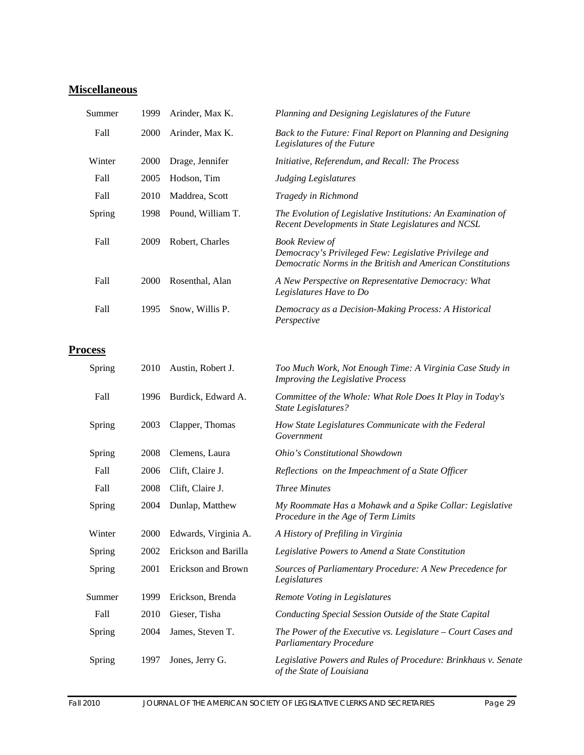## **Miscellaneous**

| | | | |
|---|---|---|---|
| Summer | 1999 | Arinder, Max K. | *Planning and Designing Legislatures of the Future* |
| Fall | 2000 | Arinder, Max K. | *Back to the Future: Final Report on Planning and Designing Legislatures of the Future* |
| Winter | 2000 | Drage, Jennifer | *Initiative, Referendum, and Recall: The Process* |
| Fall | 2005 | Hodson, Tim | *Judging Legislatures* |
| Fall | 2010 | Maddrea, Scott | *Tragedy in Richmond* |
| Spring | 1998 | Pound, William T. | *The Evolution of Legislative Institutions: An Examination of Recent Developments in State Legislatures and NCSL* |
| Fall | 2009 | Robert, Charles | *Book Review of Democracy's Privileged Few: Legislative Privilege and Democratic Norms in the British and American Constitutions* |
| Fall | 2000 | Rosenthal, Alan | *A New Perspective on Representative Democracy: What Legislatures Have to Do* |
| Fall | 1995 | Snow, Willis P. | *Democracy as a Decision-Making Process: A Historical Perspective* |

## **Process**

| | | | |
|---|---|---|---|
| Spring | 2010 | Austin, Robert J. | *Too Much Work, Not Enough Time: A Virginia Case Study in Improving the Legislative Process* |
| Fall | 1996 | Burdick, Edward A. | *Committee of the Whole: What Role Does It Play in Today's State Legislatures?* |
| Spring | 2003 | Clapper, Thomas | *How State Legislatures Communicate with the Federal Government* |
| Spring | 2008 | Clemens, Laura | *Ohio's Constitutional Showdown* |
| Fall | 2006 | Clift, Claire J. | *Reflections on the Impeachment of a State Officer* |
| Fall | 2008 | Clift, Claire J. | *Three Minutes* |
| Spring | 2004 | Dunlap, Matthew | *My Roommate Has a Mohawk and a Spike Collar: Legislative Procedure in the Age of Term Limits* |
| Winter | 2000 | Edwards, Virginia A. | *A History of Prefiling in Virginia* |
| Spring | 2002 | Erickson and Barilla | *Legislative Powers to Amend a State Constitution* |
| Spring | 2001 | Erickson and Brown | *Sources of Parliamentary Procedure: A New Precedence for Legislatures* |
| Summer | 1999 | Erickson, Brenda | *Remote Voting in Legislatures* |
| Fall | 2010 | Gieser, Tisha | *Conducting Special Session Outside of the State Capital* |
| Spring | 2004 | James, Steven T. | *The Power of the Executive vs. Legislature – Court Cases and Parliamentary Procedure* |
| Spring | 1997 | Jones, Jerry G. | *Legislative Powers and Rules of Procedure: Brinkhaus v. Senate of the State of Louisiana* |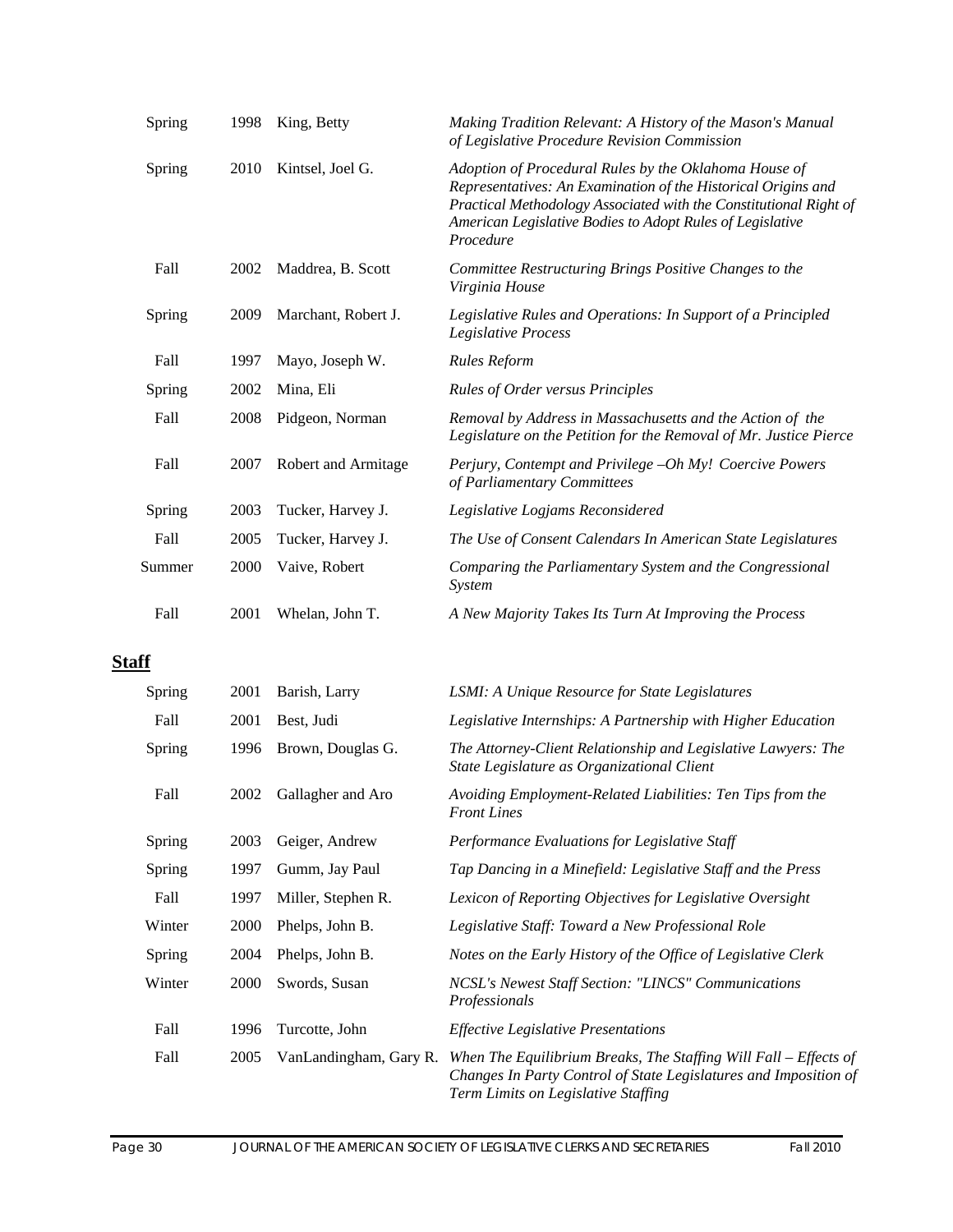| | | | |
|---|---|---|---|
| Spring | 1998 | King, Betty | *Making Tradition Relevant: A History of the Mason's Manual of Legislative Procedure Revision Commission* |
| Spring | 2010 | Kintsel, Joel G. | *Adoption of Procedural Rules by the Oklahoma House of Representatives: An Examination of the Historical Origins and Practical Methodology Associated with the Constitutional Right of American Legislative Bodies to Adopt Rules of Legislative Procedure* |
| Fall | 2002 | Maddrea, B. Scott | *Committee Restructuring Brings Positive Changes to the Virginia House* |
| Spring | 2009 | Marchant, Robert J. | *Legislative Rules and Operations: In Support of a Principled Legislative Process* |
| Fall | 1997 | Mayo, Joseph W. | *Rules Reform* |
| Spring | 2002 | Mina, Eli | *Rules of Order versus Principles* |
| Fall | 2008 | Pidgeon, Norman | *Removal by Address in Massachusetts and the Action of the Legislature on the Petition for the Removal of Mr. Justice Pierce* |
| Fall | 2007 | Robert and Armitage | *Perjury, Contempt and Privilege –Oh My! Coercive Powers of Parliamentary Committees* |
| Spring | 2003 | Tucker, Harvey J. | *Legislative Logjams Reconsidered* |
| Fall | 2005 | Tucker, Harvey J. | *The Use of Consent Calendars In American State Legislatures* |
| Summer | 2000 | Vaive, Robert | *Comparing the Parliamentary System and the Congressional System* |
| Fall | 2001 | Whelan, John T. | *A New Majority Takes Its Turn At Improving the Process* |

## **Staff**

| | | | |
|---|---|---|---|
| Spring | 2001 | Barish, Larry | *LSMI: A Unique Resource for State Legislatures* |
| Fall | 2001 | Best, Judi | *Legislative Internships: A Partnership with Higher Education* |
| Spring | 1996 | Brown, Douglas G. | *The Attorney-Client Relationship and Legislative Lawyers: The State Legislature as Organizational Client* |
| Fall | 2002 | Gallagher and Aro | *Avoiding Employment-Related Liabilities: Ten Tips from the Front Lines* |
| Spring | 2003 | Geiger, Andrew | *Performance Evaluations for Legislative Staff* |
| Spring | 1997 | Gumm, Jay Paul | *Tap Dancing in a Minefield: Legislative Staff and the Press* |
| Fall | 1997 | Miller, Stephen R. | *Lexicon of Reporting Objectives for Legislative Oversight* |
| Winter | 2000 | Phelps, John B. | *Legislative Staff: Toward a New Professional Role* |
| Spring | 2004 | Phelps, John B. | *Notes on the Early History of the Office of Legislative Clerk* |
| Winter | 2000 | Swords, Susan | *NCSL's Newest Staff Section: "LINCS" Communications Professionals* |
| Fall | 1996 | Turcotte, John | *Effective Legislative Presentations* |
| Fall | 2005 | VanLandingham, Gary R. | *When The Equilibrium Breaks, The Staffing Will Fall – Effects of Changes In Party Control of State Legislatures and Imposition of Term Limits on Legislative Staffing* |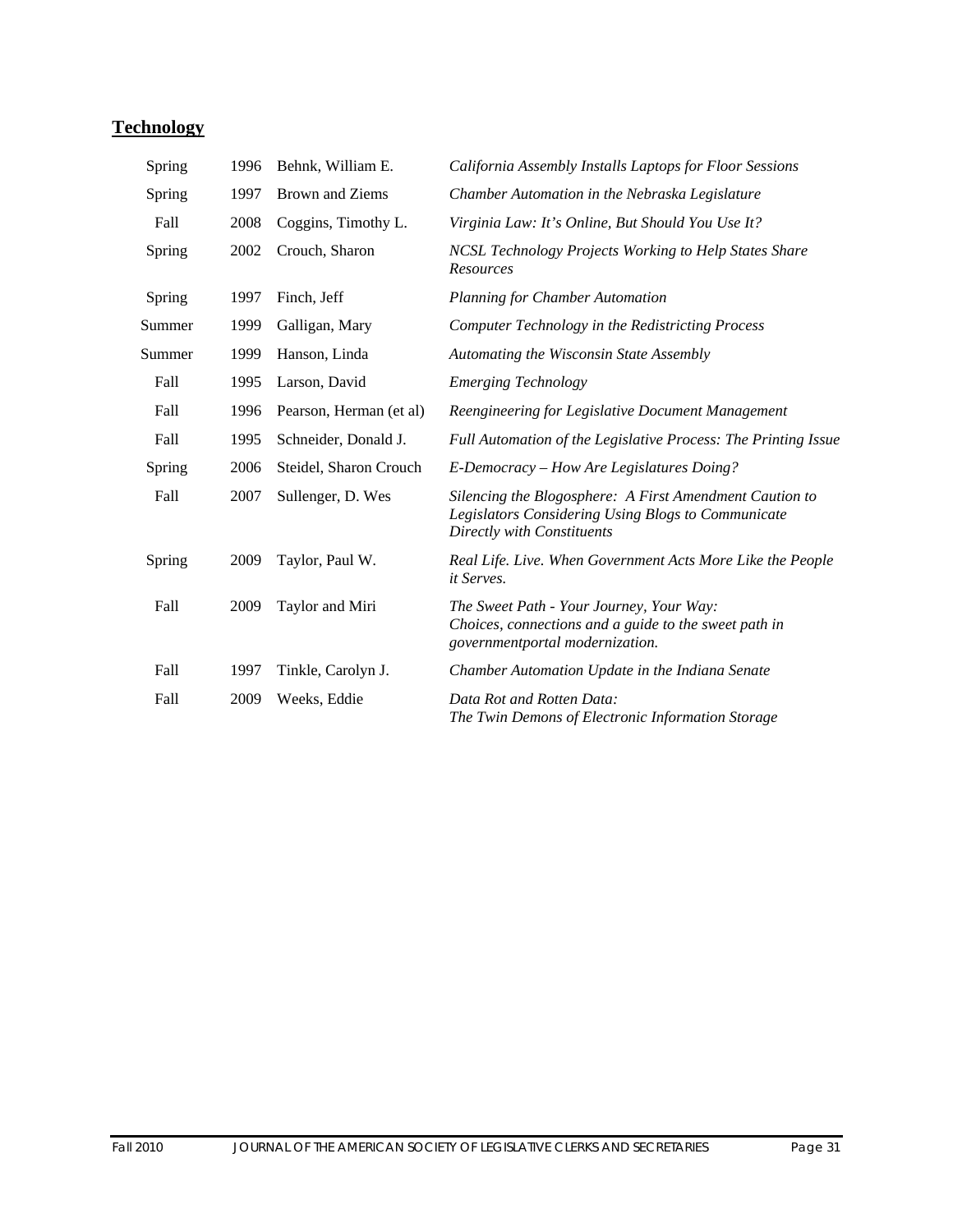## Technology

| | | | |
|---|---|---|---|
| Spring | 1996 | Behnk, William E. | *California Assembly Installs Laptops for Floor Sessions* |
| Spring | 1997 | Brown and Ziems | *Chamber Automation in the Nebraska Legislature* |
| Fall | 2008 | Coggins, Timothy L. | *Virginia Law: It's Online, But Should You Use It?* |
| Spring | 2002 | Crouch, Sharon | *NCSL Technology Projects Working to Help States Share Resources* |
| Spring | 1997 | Finch, Jeff | *Planning for Chamber Automation* |
| Summer | 1999 | Galligan, Mary | *Computer Technology in the Redistricting Process* |
| Summer | 1999 | Hanson, Linda | *Automating the Wisconsin State Assembly* |
| Fall | 1995 | Larson, David | *Emerging Technology* |
| Fall | 1996 | Pearson, Herman (et al) | *Reengineering for Legislative Document Management* |
| Fall | 1995 | Schneider, Donald J. | *Full Automation of the Legislative Process: The Printing Issue* |
| Spring | 2006 | Steidel, Sharon Crouch | *E-Democracy – How Are Legislatures Doing?* |
| Fall | 2007 | Sullenger, D. Wes | *Silencing the Blogosphere: A First Amendment Caution to Legislators Considering Using Blogs to Communicate Directly with Constituents* |
| Spring | 2009 | Taylor, Paul W. | *Real Life. Live. When Government Acts More Like the People it Serves.* |
| Fall | 2009 | Taylor and Miri | *The Sweet Path - Your Journey, Your Way: Choices, connections and a guide to the sweet path in governmentportal modernization.* |
| Fall | 1997 | Tinkle, Carolyn J. | *Chamber Automation Update in the Indiana Senate* |
| Fall | 2009 | Weeks, Eddie | *Data Rot and Rotten Data: The Twin Demons of Electronic Information Storage* |